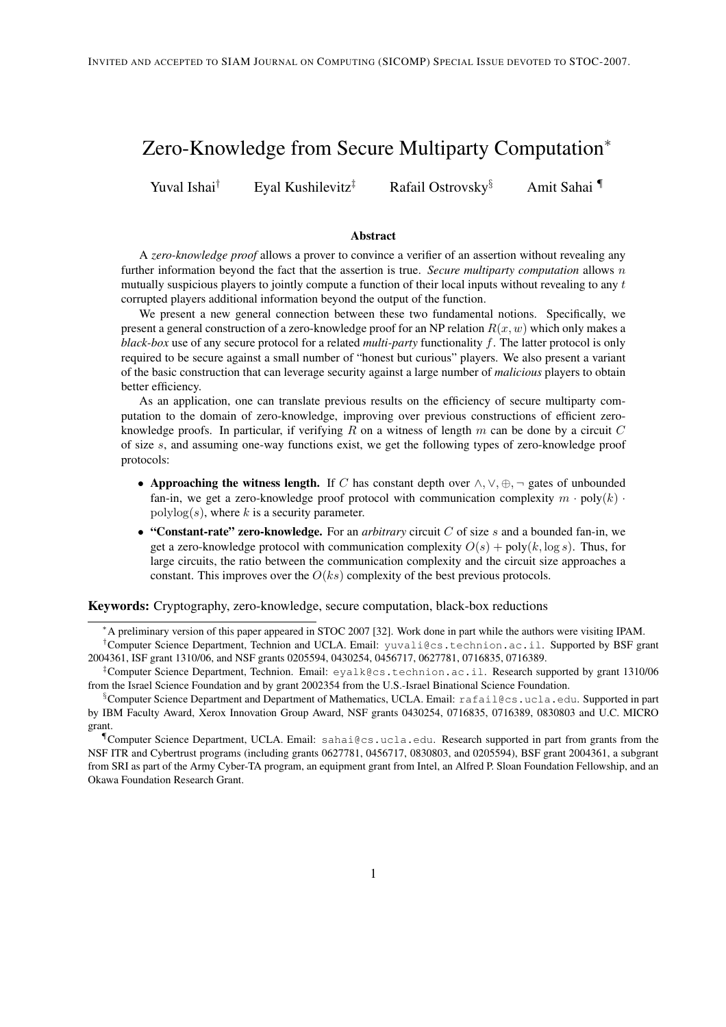INVITED AND ACCEPTED TO SIAM JOURNAL ON COMPUTING (SICOMP) SPECIAL ISSUE DEVOTED TO STOC-2007.

# Zero-Knowledge from Secure Multiparty Computation*

Yuval Ishai[†] Eyal Kushilevitz[‡] Rafail Ostrovsky[§] Amit Sahai[¶]

## Abstract

A *zero-knowledge proof* allows a prover to convince a verifier of an assertion without revealing any further information beyond the fact that the assertion is true. *Secure multiparty computation* allows $n$ mutually suspicious players to jointly compute a function of their local inputs without revealing to any $t$ corrupted players additional information beyond the output of the function.

We present a new general connection between these two fundamental notions. Specifically, we present a general construction of a zero-knowledge proof for an NP relation $R(x, w)$ which only makes a *black-box* use of any secure protocol for a related *multi-party* functionality $f$. The latter protocol is only required to be secure against a small number of "honest but curious" players. We also present a variant of the basic construction that can leverage security against a large number of *malicious* players to obtain better efficiency.

As an application, one can translate previous results on the efficiency of secure multiparty computation to the domain of zero-knowledge, improving over previous constructions of efficient zero-knowledge proofs. In particular, if verifying $R$ on a witness of length $m$ can be done by a circuit $C$ of size $s$, and assuming one-way functions exist, we get the following types of zero-knowledge proof protocols:

- **Approaching the witness length.** If $C$ has constant depth over $\wedge, \vee, \oplus, \neg$ gates of unbounded fan-in, we get a zero-knowledge proof protocol with communication complexity $m \cdot \text{poly}(k) \cdot \text{polylog}(s)$, where $k$ is a security parameter.
- **"Constant-rate" zero-knowledge.** For an *arbitrary* circuit $C$ of size $s$ and a bounded fan-in, we get a zero-knowledge protocol with communication complexity $O(s) + \text{poly}(k, \log s)$. Thus, for large circuits, the ratio between the communication complexity and the circuit size approaches a constant. This improves over the $O(ks)$ complexity of the best previous protocols.

**Keywords:** Cryptography, zero-knowledge, secure computation, black-box reductions

---

*A preliminary version of this paper appeared in STOC 2007 [32]. Work done in part while the authors were visiting IPAM.

[†]Computer Science Department, Technion and UCLA. Email: yuvali@cs.technion.ac.il. Supported by BSF grant 2004361, ISF grant 1310/06, and NSF grants 0205594, 0430254, 0456717, 0627781, 0716835, 0716389.

[‡]Computer Science Department, Technion. Email: eyalk@cs.technion.ac.il. Research supported by grant 1310/06 from the Israel Science Foundation and by grant 2002354 from the U.S.-Israel Binational Science Foundation.

[§]Computer Science Department and Department of Mathematics, UCLA. Email: rafail@cs.ucla.edu. Supported in part by IBM Faculty Award, Xerox Innovation Group Award, NSF grants 0430254, 0716835, 0716389, 0830803 and U.C. MICRO grant.

[¶]Computer Science Department, UCLA. Email: sahai@cs.ucla.edu. Research supported in part from grants from the NSF ITR and Cybertrust programs (including grants 0627781, 0456717, 0830803, and 0205594), BSF grant 2004361, a subgrant from SRI as part of the Army Cyber-TA program, an equipment grant from Intel, an Alfred P. Sloan Foundation Fellowship, and an Okawa Foundation Research Grant.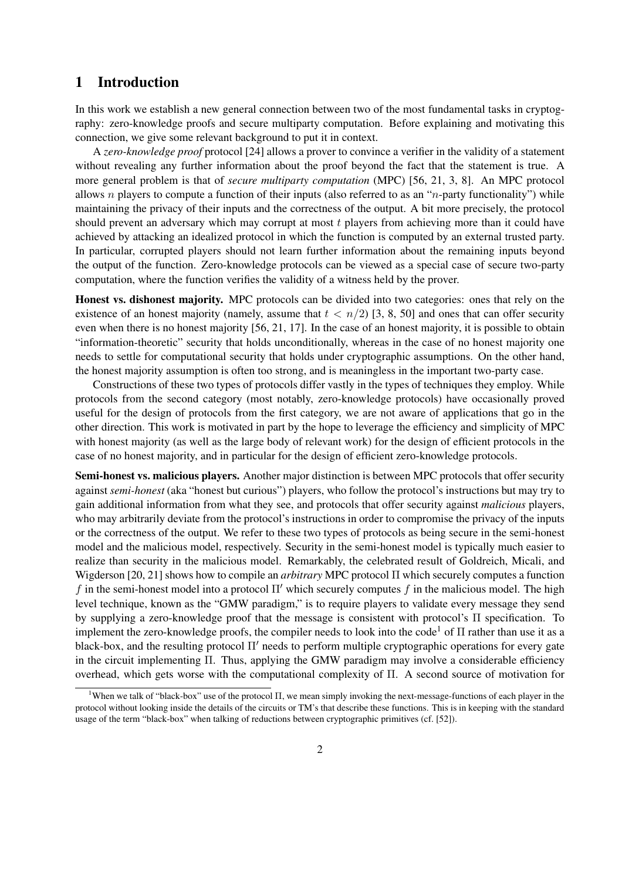# 1 Introduction

In this work we establish a new general connection between two of the most fundamental tasks in cryptography: zero-knowledge proofs and secure multiparty computation. Before explaining and motivating this connection, we give some relevant background to put it in context.

A *zero-knowledge proof* protocol [24] allows a prover to convince a verifier in the validity of a statement without revealing any further information about the proof beyond the fact that the statement is true. A more general problem is that of *secure multiparty computation* (MPC) [56, 21, 3, 8]. An MPC protocol allows $n$ players to compute a function of their inputs (also referred to as an "$n$-party functionality") while maintaining the privacy of their inputs and the correctness of the output. A bit more precisely, the protocol should prevent an adversary which may corrupt at most $t$ players from achieving more than it could have achieved by attacking an idealized protocol in which the function is computed by an external trusted party. In particular, corrupted players should not learn further information about the remaining inputs beyond the output of the function. Zero-knowledge protocols can be viewed as a special case of secure two-party computation, where the function verifies the validity of a witness held by the prover.

**Honest vs. dishonest majority.** MPC protocols can be divided into two categories: ones that rely on the existence of an honest majority (namely, assume that $t < n/2$) [3, 8, 50] and ones that can offer security even when there is no honest majority [56, 21, 17]. In the case of an honest majority, it is possible to obtain "information-theoretic" security that holds unconditionally, whereas in the case of no honest majority one needs to settle for computational security that holds under cryptographic assumptions. On the other hand, the honest majority assumption is often too strong, and is meaningless in the important two-party case.

Constructions of these two types of protocols differ vastly in the types of techniques they employ. While protocols from the second category (most notably, zero-knowledge protocols) have occasionally proved useful for the design of protocols from the first category, we are not aware of applications that go in the other direction. This work is motivated in part by the hope to leverage the efficiency and simplicity of MPC with honest majority (as well as the large body of relevant work) for the design of efficient protocols in the case of no honest majority, and in particular for the design of efficient zero-knowledge protocols.

**Semi-honest vs. malicious players.** Another major distinction is between MPC protocols that offer security against *semi-honest* (aka "honest but curious") players, who follow the protocol's instructions but may try to gain additional information from what they see, and protocols that offer security against *malicious* players, who may arbitrarily deviate from the protocol's instructions in order to compromise the privacy of the inputs or the correctness of the output. We refer to these two types of protocols as being secure in the semi-honest model and the malicious model, respectively. Security in the semi-honest model is typically much easier to realize than security in the malicious model. Remarkably, the celebrated result of Goldreich, Micali, and Wigderson [20, 21] shows how to compile an *arbitrary* MPC protocol $\Pi$ which securely computes a function $f$ in the semi-honest model into a protocol $\Pi'$ which securely computes $f$ in the malicious model. The high level technique, known as the "GMW paradigm," is to require players to validate every message they send by supplying a zero-knowledge proof that the message is consistent with protocol's $\Pi$ specification. To implement the zero-knowledge proofs, the compiler needs to look into the code[1] of $\Pi$ rather than use it as a black-box, and the resulting protocol $\Pi'$ needs to perform multiple cryptographic operations for every gate in the circuit implementing $\Pi$. Thus, applying the GMW paradigm may involve a considerable efficiency overhead, which gets worse with the computational complexity of $\Pi$. A second source of motivation for

[1] When we talk of "black-box" use of the protocol $\Pi$, we mean simply invoking the next-message-functions of each player in the protocol without looking inside the details of the circuits or TM's that describe these functions. This is in keeping with the standard usage of the term "black-box" when talking of reductions between cryptographic primitives (cf. [52]).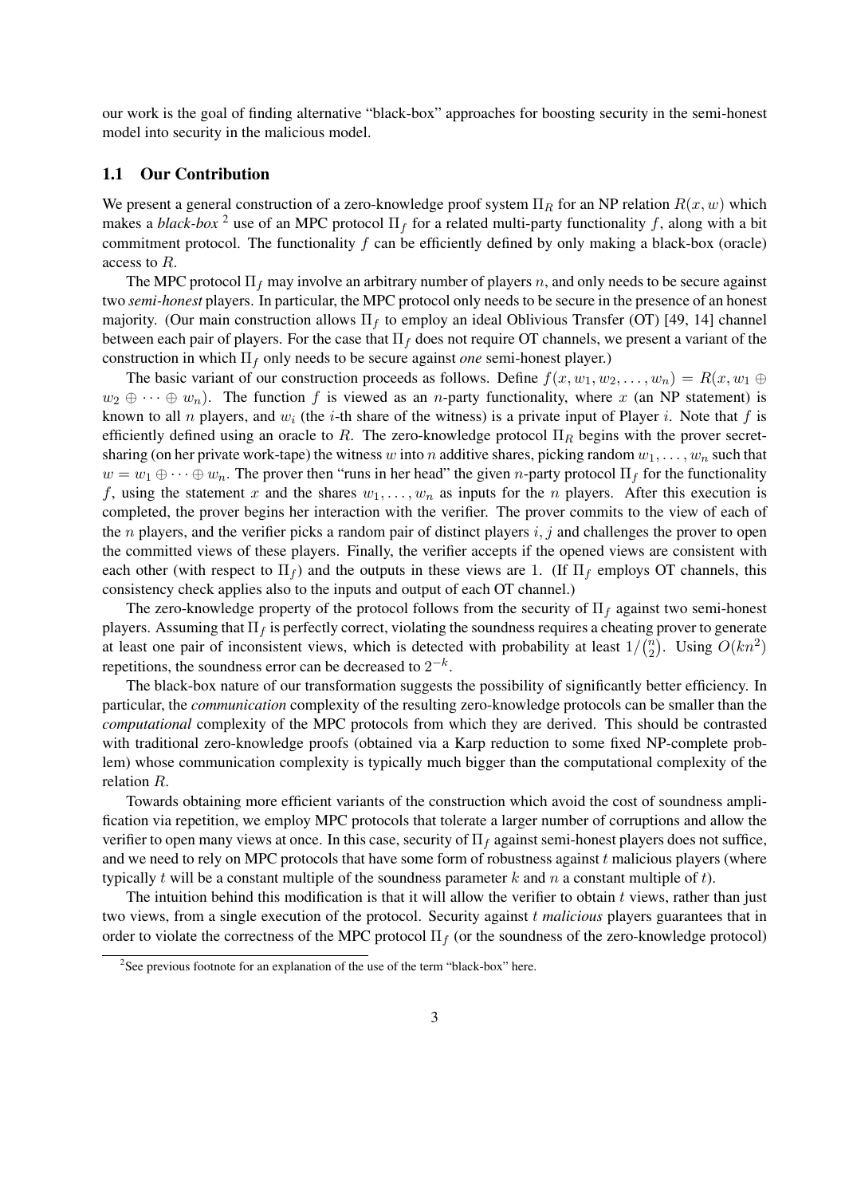our work is the goal of finding alternative "black-box" approaches for boosting security in the semi-honest model into security in the malicious model.

## 1.1 Our Contribution

We present a general construction of a zero-knowledge proof system $\Pi_R$ for an NP relation $R(x, w)$ which makes a *black-box* [2] use of an MPC protocol $\Pi_f$ for a related multi-party functionality $f$, along with a bit commitment protocol. The functionality $f$ can be efficiently defined by only making a black-box (oracle) access to $R$.

The MPC protocol $\Pi_f$ may involve an arbitrary number of players $n$, and only needs to be secure against two *semi-honest* players. In particular, the MPC protocol only needs to be secure in the presence of an honest majority. (Our main construction allows $\Pi_f$ to employ an ideal Oblivious Transfer (OT) [49, 14] channel between each pair of players. For the case that $\Pi_f$ does not require OT channels, we present a variant of the construction in which $\Pi_f$ only needs to be secure against *one* semi-honest player.)

The basic variant of our construction proceeds as follows. Define $f(x, w_1, w_2, \ldots, w_n) = R(x, w_1 \oplus w_2 \oplus \cdots \oplus w_n)$. The function $f$ is viewed as an $n$-party functionality, where $x$ (an NP statement) is known to all $n$ players, and $w_i$ (the $i$-th share of the witness) is a private input of Player $i$. Note that $f$ is efficiently defined using an oracle to $R$. The zero-knowledge protocol $\Pi_R$ begins with the prover secret-sharing (on her private work-tape) the witness $w$ into $n$ additive shares, picking random $w_1, \ldots, w_n$ such that $w = w_1 \oplus \cdots \oplus w_n$. The prover then "runs in her head" the given $n$-party protocol $\Pi_f$ for the functionality $f$, using the statement $x$ and the shares $w_1, \ldots, w_n$ as inputs for the $n$ players. After this execution is completed, the prover begins her interaction with the verifier. The prover commits to the view of each of the $n$ players, and the verifier picks a random pair of distinct players $i, j$ and challenges the prover to open the committed views of these players. Finally, the verifier accepts if the opened views are consistent with each other (with respect to $\Pi_f$) and the outputs in these views are 1. (If $\Pi_f$ employs OT channels, this consistency check applies also to the inputs and output of each OT channel.)

The zero-knowledge property of the protocol follows from the security of $\Pi_f$ against two semi-honest players. Assuming that $\Pi_f$ is perfectly correct, violating the soundness requires a cheating prover to generate at least one pair of inconsistent views, which is detected with probability at least $1/\binom{n}{2}$. Using $O(kn^2)$ repetitions, the soundness error can be decreased to $2^{-k}$.

The black-box nature of our transformation suggests the possibility of significantly better efficiency. In particular, the *communication* complexity of the resulting zero-knowledge protocols can be smaller than the *computational* complexity of the MPC protocols from which they are derived. This should be contrasted with traditional zero-knowledge proofs (obtained via a Karp reduction to some fixed NP-complete problem) whose communication complexity is typically much bigger than the computational complexity of the relation $R$.

Towards obtaining more efficient variants of the construction which avoid the cost of soundness amplification via repetition, we employ MPC protocols that tolerate a larger number of corruptions and allow the verifier to open many views at once. In this case, security of $\Pi_f$ against semi-honest players does not suffice, and we need to rely on MPC protocols that have some form of robustness against $t$ malicious players (where typically $t$ will be a constant multiple of the soundness parameter $k$ and $n$ a constant multiple of $t$).

The intuition behind this modification is that it will allow the verifier to obtain $t$ views, rather than just two views, from a single execution of the protocol. Security against $t$ *malicious* players guarantees that in order to violate the correctness of the MPC protocol $\Pi_f$ (or the soundness of the zero-knowledge protocol)

[2] See previous footnote for an explanation of the use of the term "black-box" here.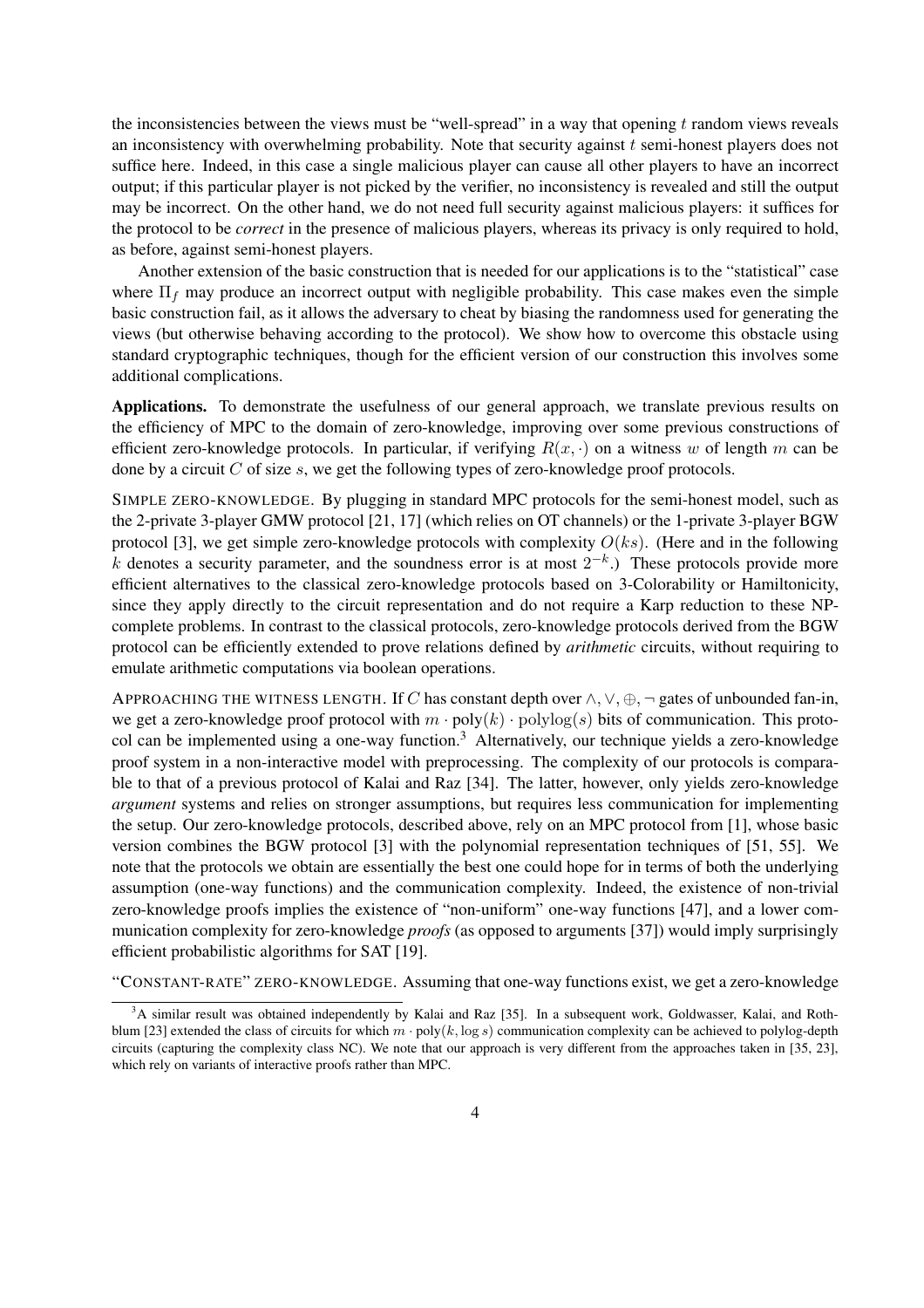the inconsistencies between the views must be "well-spread" in a way that opening $t$ random views reveals an inconsistency with overwhelming probability. Note that security against $t$ semi-honest players does not suffice here. Indeed, in this case a single malicious player can cause all other players to have an incorrect output; if this particular player is not picked by the verifier, no inconsistency is revealed and still the output may be incorrect. On the other hand, we do not need full security against malicious players: it suffices for the protocol to be *correct* in the presence of malicious players, whereas its privacy is only required to hold, as before, against semi-honest players.

Another extension of the basic construction that is needed for our applications is to the "statistical" case where $\Pi_f$ may produce an incorrect output with negligible probability. This case makes even the simple basic construction fail, as it allows the adversary to cheat by biasing the randomness used for generating the views (but otherwise behaving according to the protocol). We show how to overcome this obstacle using standard cryptographic techniques, though for the efficient version of our construction this involves some additional complications.

**Applications.** To demonstrate the usefulness of our general approach, we translate previous results on the efficiency of MPC to the domain of zero-knowledge, improving over some previous constructions of efficient zero-knowledge protocols. In particular, if verifying $R(x, \cdot)$ on a witness $w$ of length $m$ can be done by a circuit $C$ of size $s$, we get the following types of zero-knowledge proof protocols.

SIMPLE ZERO-KNOWLEDGE. By plugging in standard MPC protocols for the semi-honest model, such as the 2-private 3-player GMW protocol [21, 17] (which relies on OT channels) or the 1-private 3-player BGW protocol [3], we get simple zero-knowledge protocols with complexity $O(ks)$. (Here and in the following $k$ denotes a security parameter, and the soundness error is at most $2^{-k}$.) These protocols provide more efficient alternatives to the classical zero-knowledge protocols based on 3-Colorability or Hamiltonicity, since they apply directly to the circuit representation and do not require a Karp reduction to these NP-complete problems. In contrast to the classical protocols, zero-knowledge protocols derived from the BGW protocol can be efficiently extended to prove relations defined by *arithmetic* circuits, without requiring to emulate arithmetic computations via boolean operations.

APPROACHING THE WITNESS LENGTH. If $C$ has constant depth over $\wedge, \vee, \oplus, \neg$ gates of unbounded fan-in, we get a zero-knowledge proof protocol with $m \cdot \text{poly}(k) \cdot \text{polylog}(s)$ bits of communication. This protocol can be implemented using a one-way function.[3] Alternatively, our technique yields a zero-knowledge proof system in a non-interactive model with preprocessing. The complexity of our protocols is comparable to that of a previous protocol of Kalai and Raz [34]. The latter, however, only yields zero-knowledge *argument* systems and relies on stronger assumptions, but requires less communication for implementing the setup. Our zero-knowledge protocols, described above, rely on an MPC protocol from [1], whose basic version combines the BGW protocol [3] with the polynomial representation techniques of [51, 55]. We note that the protocols we obtain are essentially the best one could hope for in terms of both the underlying assumption (one-way functions) and the communication complexity. Indeed, the existence of non-trivial zero-knowledge proofs implies the existence of "non-uniform" one-way functions [47], and a lower communication complexity for zero-knowledge *proofs* (as opposed to arguments [37]) would imply surprisingly efficient probabilistic algorithms for SAT [19].

"CONSTANT-RATE" ZERO-KNOWLEDGE. Assuming that one-way functions exist, we get a zero-knowledge

[3] A similar result was obtained independently by Kalai and Raz [35]. In a subsequent work, Goldwasser, Kalai, and Rothblum [23] extended the class of circuits for which $m \cdot \text{poly}(k, \log s)$ communication complexity can be achieved to polylog-depth circuits (capturing the complexity class NC). We note that our approach is very different from the approaches taken in [35, 23], which rely on variants of interactive proofs rather than MPC.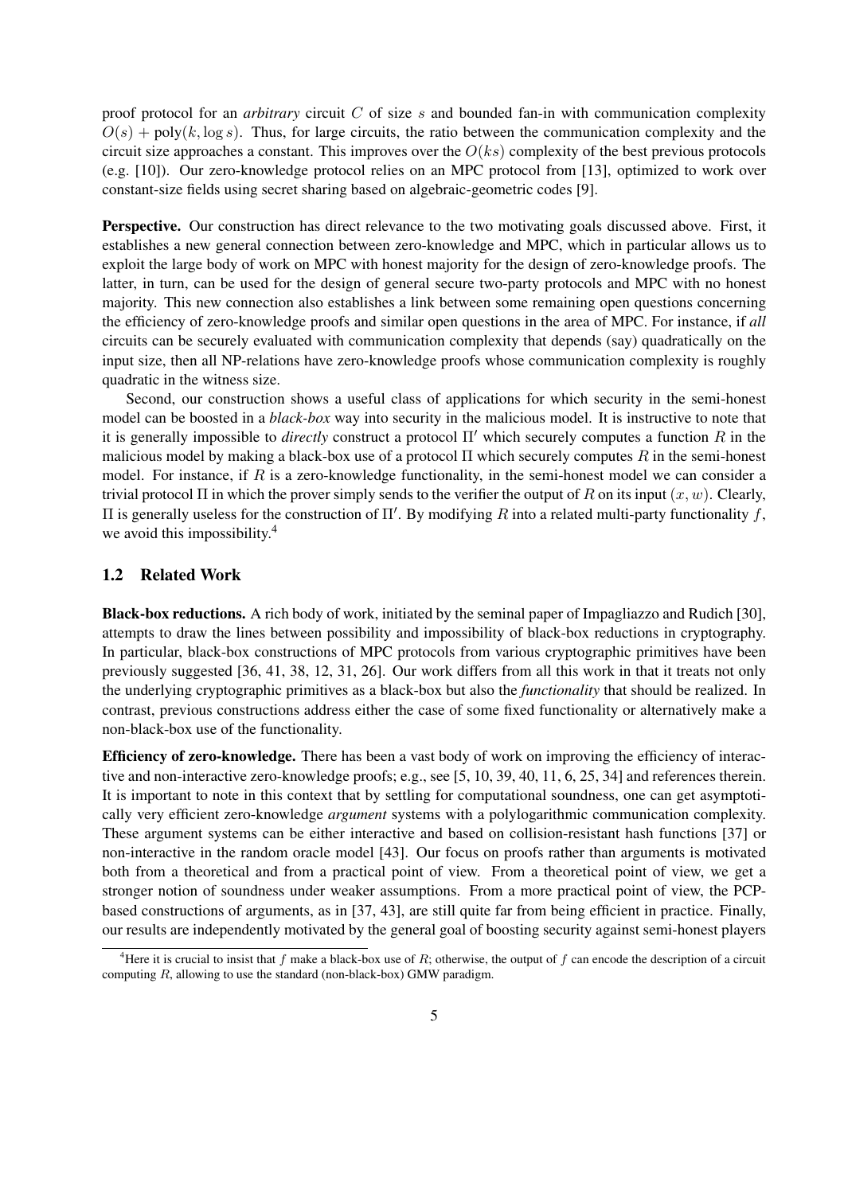proof protocol for an *arbitrary* circuit $C$ of size $s$ and bounded fan-in with communication complexity $O(s) + \text{poly}(k, \log s)$. Thus, for large circuits, the ratio between the communication complexity and the circuit size approaches a constant. This improves over the $O(ks)$ complexity of the best previous protocols (e.g. [10]). Our zero-knowledge protocol relies on an MPC protocol from [13], optimized to work over constant-size fields using secret sharing based on algebraic-geometric codes [9].

**Perspective.** Our construction has direct relevance to the two motivating goals discussed above. First, it establishes a new general connection between zero-knowledge and MPC, which in particular allows us to exploit the large body of work on MPC with honest majority for the design of zero-knowledge proofs. The latter, in turn, can be used for the design of general secure two-party protocols and MPC with no honest majority. This new connection also establishes a link between some remaining open questions concerning the efficiency of zero-knowledge proofs and similar open questions in the area of MPC. For instance, if *all* circuits can be securely evaluated with communication complexity that depends (say) quadratically on the input size, then all NP-relations have zero-knowledge proofs whose communication complexity is roughly quadratic in the witness size.

Second, our construction shows a useful class of applications for which security in the semi-honest model can be boosted in a *black-box* way into security in the malicious model. It is instructive to note that it is generally impossible to *directly* construct a protocol $\Pi'$ which securely computes a function $R$ in the malicious model by making a black-box use of a protocol $\Pi$ which securely computes $R$ in the semi-honest model. For instance, if $R$ is a zero-knowledge functionality, in the semi-honest model we can consider a trivial protocol $\Pi$ in which the prover simply sends to the verifier the output of $R$ on its input $(x, w)$. Clearly, $\Pi$ is generally useless for the construction of $\Pi'$. By modifying $R$ into a related multi-party functionality $f$, we avoid this impossibility.[4]

## 1.2 Related Work

**Black-box reductions.** A rich body of work, initiated by the seminal paper of Impagliazzo and Rudich [30], attempts to draw the lines between possibility and impossibility of black-box reductions in cryptography. In particular, black-box constructions of MPC protocols from various cryptographic primitives have been previously suggested [36, 41, 38, 12, 31, 26]. Our work differs from all this work in that it treats not only the underlying cryptographic primitives as a black-box but also the *functionality* that should be realized. In contrast, previous constructions address either the case of some fixed functionality or alternatively make a non-black-box use of the functionality.

**Efficiency of zero-knowledge.** There has been a vast body of work on improving the efficiency of interactive and non-interactive zero-knowledge proofs; e.g., see [5, 10, 39, 40, 11, 6, 25, 34] and references therein. It is important to note in this context that by settling for computational soundness, one can get asymptotically very efficient zero-knowledge *argument* systems with a polylogarithmic communication complexity. These argument systems can be either interactive and based on collision-resistant hash functions [37] or non-interactive in the random oracle model [43]. Our focus on proofs rather than arguments is motivated both from a theoretical and from a practical point of view. From a theoretical point of view, we get a stronger notion of soundness under weaker assumptions. From a more practical point of view, the PCP-based constructions of arguments, as in [37, 43], are still quite far from being efficient in practice. Finally, our results are independently motivated by the general goal of boosting security against semi-honest players

[4] Here it is crucial to insist that $f$ make a black-box use of $R$; otherwise, the output of $f$ can encode the description of a circuit computing $R$, allowing to use the standard (non-black-box) GMW paradigm.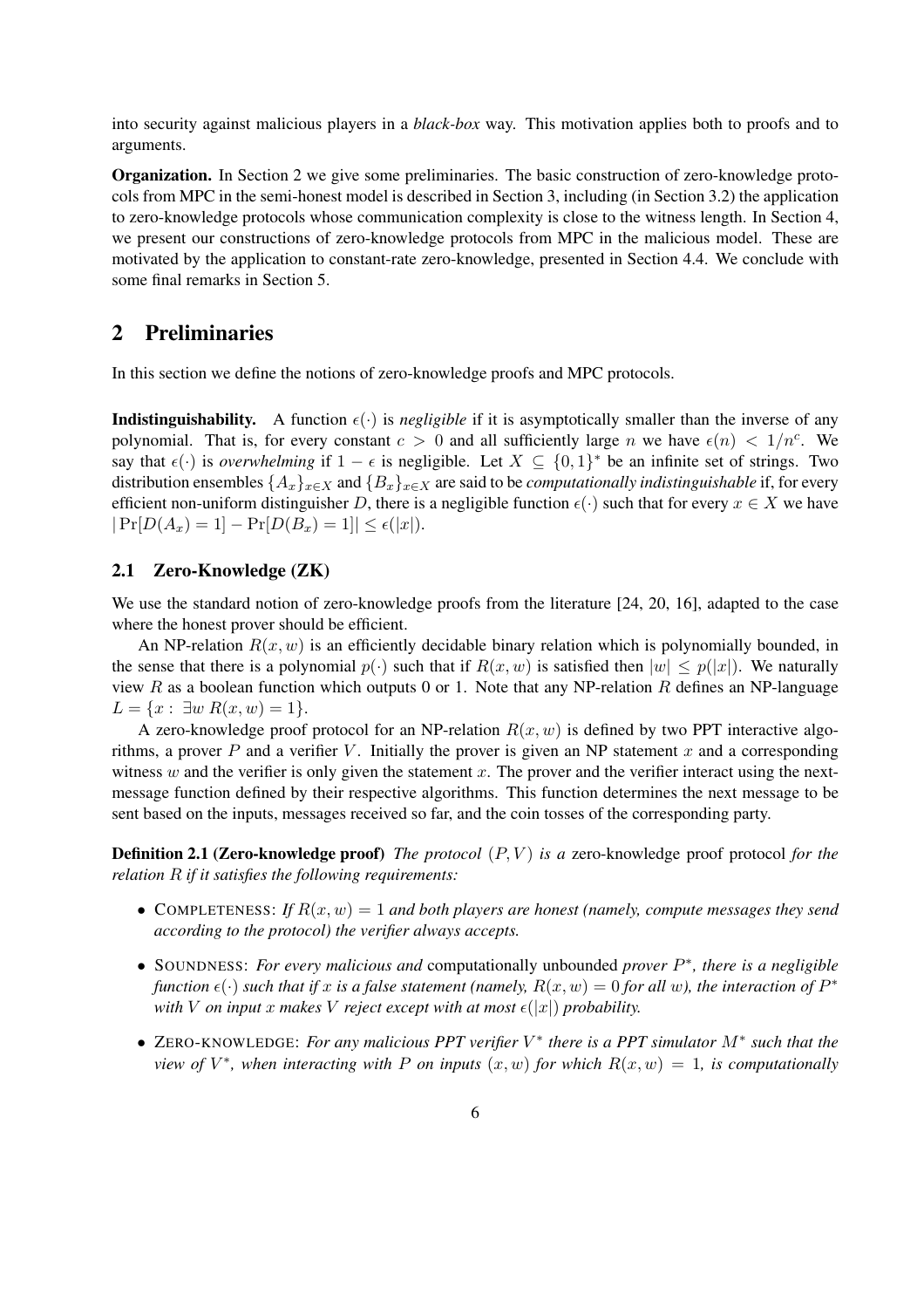into security against malicious players in a *black-box* way. This motivation applies both to proofs and to arguments.

**Organization.** In Section 2 we give some preliminaries. The basic construction of zero-knowledge protocols from MPC in the semi-honest model is described in Section 3, including (in Section 3.2) the application to zero-knowledge protocols whose communication complexity is close to the witness length. In Section 4, we present our constructions of zero-knowledge protocols from MPC in the malicious model. These are motivated by the application to constant-rate zero-knowledge, presented in Section 4.4. We conclude with some final remarks in Section 5.

## 2 Preliminaries

In this section we define the notions of zero-knowledge proofs and MPC protocols.

**Indistinguishability.** A function $\epsilon(\cdot)$ is *negligible* if it is asymptotically smaller than the inverse of any polynomial. That is, for every constant $c > 0$ and all sufficiently large $n$ we have $\epsilon(n) < 1/n^c$. We say that $\epsilon(\cdot)$ is *overwhelming* if $1 - \epsilon$ is negligible. Let $X \subseteq \{0,1\}^*$ be an infinite set of strings. Two distribution ensembles $\{A_x\}_{x \in X}$ and $\{B_x\}_{x \in X}$ are said to be *computationally indistinguishable* if, for every efficient non-uniform distinguisher $D$, there is a negligible function $\epsilon(\cdot)$ such that for every $x \in X$ we have $|\Pr[D(A_x) = 1] - \Pr[D(B_x) = 1]| \leq \epsilon(|x|)$.

### 2.1 Zero-Knowledge (ZK)

We use the standard notion of zero-knowledge proofs from the literature [24, 20, 16], adapted to the case where the honest prover should be efficient.

An NP-relation $R(x, w)$ is an efficiently decidable binary relation which is polynomially bounded, in the sense that there is a polynomial $p(\cdot)$ such that if $R(x, w)$ is satisfied then $|w| \leq p(|x|)$. We naturally view $R$ as a boolean function which outputs 0 or 1. Note that any NP-relation $R$ defines an NP-language $L = \{x : \exists w \ R(x, w) = 1\}$.

A zero-knowledge proof protocol for an NP-relation $R(x, w)$ is defined by two PPT interactive algorithms, a prover $P$ and a verifier $V$. Initially the prover is given an NP statement $x$ and a corresponding witness $w$ and the verifier is only given the statement $x$. The prover and the verifier interact using the next-message function defined by their respective algorithms. This function determines the next message to be sent based on the inputs, messages received so far, and the coin tosses of the corresponding party.

**Definition 2.1 (Zero-knowledge proof)** *The protocol $(P, V)$ is a* zero-knowledge proof protocol *for the relation $R$ if it satisfies the following requirements:*

- COMPLETENESS: *If $R(x, w) = 1$ and both players are honest (namely, compute messages they send according to the protocol) the verifier always accepts.*
- SOUNDNESS: *For every malicious and* computationally unbounded *prover $P^*$, there is a negligible function $\epsilon(\cdot)$ such that if $x$ is a false statement (namely, $R(x, w) = 0$ for all $w$), the interaction of $P^*$ with $V$ on input $x$ makes $V$ reject except with at most $\epsilon(|x|)$ probability.*
- ZERO-KNOWLEDGE: *For any malicious PPT verifier $V^*$ there is a PPT simulator $M^*$ such that the view of $V^*$, when interacting with $P$ on inputs $(x, w)$ for which $R(x, w) = 1$, is computationally*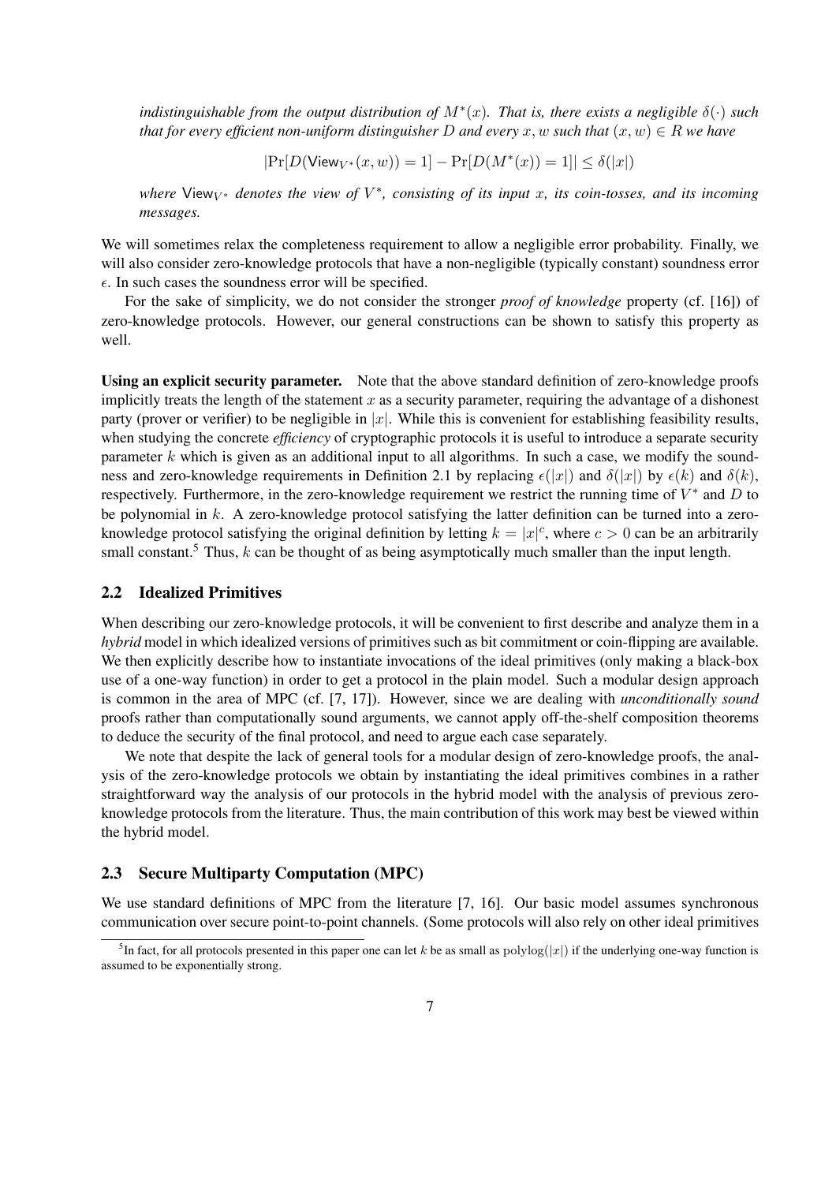*indistinguishable from the output distribution of $M^*(x)$. That is, there exists a negligible $\delta(\cdot)$ such that for every efficient non-uniform distinguisher $D$ and every $x, w$ such that $(x, w) \in R$ we have*

$$|\Pr[D(\mathsf{View}_{V^*}(x, w)) = 1] - \Pr[D(M^*(x)) = 1]| \leq \delta(|x|)$$

*where $\mathsf{View}_{V^*}$ denotes the view of $V^*$, consisting of its input $x$, its coin-tosses, and its incoming messages.*

We will sometimes relax the completeness requirement to allow a negligible error probability. Finally, we will also consider zero-knowledge protocols that have a non-negligible (typically constant) soundness error $\epsilon$. In such cases the soundness error will be specified.

For the sake of simplicity, we do not consider the stronger *proof of knowledge* property (cf. [16]) of zero-knowledge protocols. However, our general constructions can be shown to satisfy this property as well.

**Using an explicit security parameter.** Note that the above standard definition of zero-knowledge proofs implicitly treats the length of the statement $x$ as a security parameter, requiring the advantage of a dishonest party (prover or verifier) to be negligible in $|x|$. While this is convenient for establishing feasibility results, when studying the concrete *efficiency* of cryptographic protocols it is useful to introduce a separate security parameter $k$ which is given as an additional input to all algorithms. In such a case, we modify the soundness and zero-knowledge requirements in Definition 2.1 by replacing $\epsilon(|x|)$ and $\delta(|x|)$ by $\epsilon(k)$ and $\delta(k)$, respectively. Furthermore, in the zero-knowledge requirement we restrict the running time of $V^*$ and $D$ to be polynomial in $k$. A zero-knowledge protocol satisfying the latter definition can be turned into a zero-knowledge protocol satisfying the original definition by letting $k = |x|^c$, where $c > 0$ can be an arbitrarily small constant.[5] Thus, $k$ can be thought of as being asymptotically much smaller than the input length.

## 2.2 Idealized Primitives

When describing our zero-knowledge protocols, it will be convenient to first describe and analyze them in a *hybrid* model in which idealized versions of primitives such as bit commitment or coin-flipping are available. We then explicitly describe how to instantiate invocations of the ideal primitives (only making a black-box use of a one-way function) in order to get a protocol in the plain model. Such a modular design approach is common in the area of MPC (cf. [7, 17]). However, since we are dealing with *unconditionally sound* proofs rather than computationally sound arguments, we cannot apply off-the-shelf composition theorems to deduce the security of the final protocol, and need to argue each case separately.

We note that despite the lack of general tools for a modular design of zero-knowledge proofs, the analysis of the zero-knowledge protocols we obtain by instantiating the ideal primitives combines in a rather straightforward way the analysis of our protocols in the hybrid model with the analysis of previous zero-knowledge protocols from the literature. Thus, the main contribution of this work may best be viewed within the hybrid model.

## 2.3 Secure Multiparty Computation (MPC)

We use standard definitions of MPC from the literature [7, 16]. Our basic model assumes synchronous communication over secure point-to-point channels. (Some protocols will also rely on other ideal primitives

[5] In fact, for all protocols presented in this paper one can let $k$ be as small as $\mathrm{polylog}(|x|)$ if the underlying one-way function is assumed to be exponentially strong.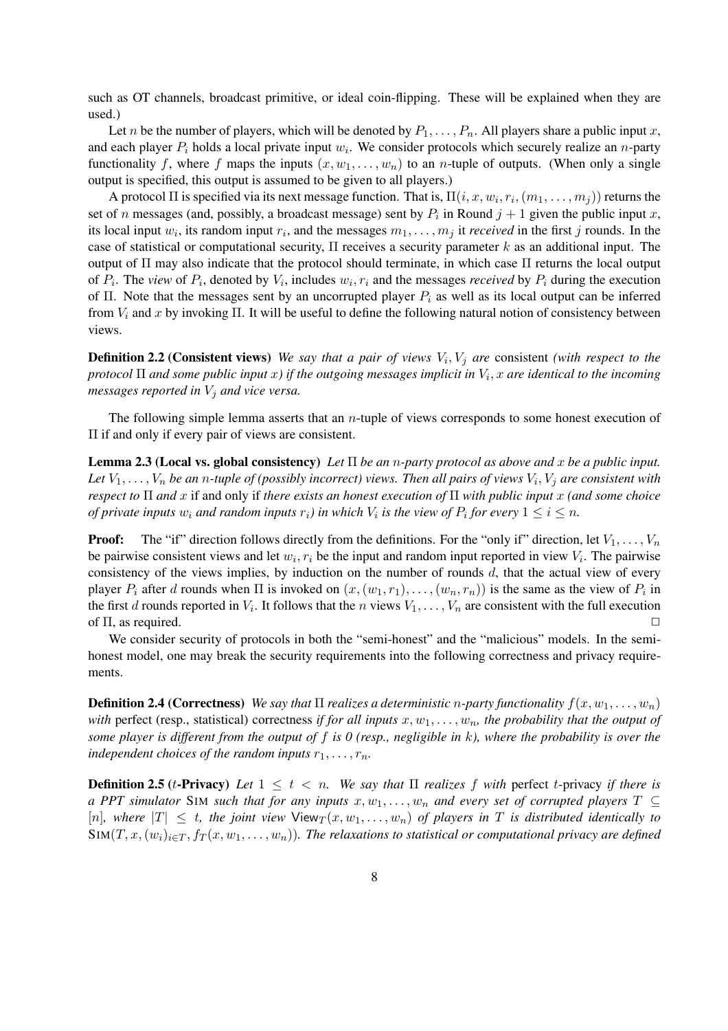such as OT channels, broadcast primitive, or ideal coin-flipping. These will be explained when they are used.)

Let $n$ be the number of players, which will be denoted by $P_1, \ldots, P_n$. All players share a public input $x$, and each player $P_i$ holds a local private input $w_i$. We consider protocols which securely realize an $n$-party functionality $f$, where $f$ maps the inputs $(x, w_1, \ldots, w_n)$ to an $n$-tuple of outputs. (When only a single output is specified, this output is assumed to be given to all players.)

A protocol $\Pi$ is specified via its next message function. That is, $\Pi(i, x, w_i, r_i, (m_1, \ldots, m_j))$ returns the set of $n$ messages (and, possibly, a broadcast message) sent by $P_i$ in Round $j+1$ given the public input $x$, its local input $w_i$, its random input $r_i$, and the messages $m_1, \ldots, m_j$ it *received* in the first $j$ rounds. In the case of statistical or computational security, $\Pi$ receives a security parameter $k$ as an additional input. The output of $\Pi$ may also indicate that the protocol should terminate, in which case $\Pi$ returns the local output of $P_i$. The *view* of $P_i$, denoted by $V_i$, includes $w_i, r_i$ and the messages *received* by $P_i$ during the execution of $\Pi$. Note that the messages sent by an uncorrupted player $P_i$ as well as its local output can be inferred from $V_i$ and $x$ by invoking $\Pi$. It will be useful to define the following natural notion of consistency between views.

**Definition 2.2 (Consistent views)** *We say that a pair of views $V_i, V_j$ are* consistent *(with respect to the protocol $\Pi$ and some public input $x$) if the outgoing messages implicit in $V_i, x$ are identical to the incoming messages reported in $V_j$ and vice versa.*

The following simple lemma asserts that an $n$-tuple of views corresponds to some honest execution of $\Pi$ if and only if every pair of views are consistent.

**Lemma 2.3 (Local vs. global consistency)** *Let $\Pi$ be an $n$-party protocol as above and $x$ be a public input. Let $V_1, \ldots, V_n$ be an $n$-tuple of (possibly incorrect) views. Then all pairs of views $V_i, V_j$ are consistent with respect to $\Pi$ and $x$* if and only if *there exists an honest execution of $\Pi$ with public input $x$ (and some choice of private inputs $w_i$ and random inputs $r_i$) in which $V_i$ is the view of $P_i$ for every $1 \leq i \leq n$.*

**Proof:** The "if" direction follows directly from the definitions. For the "only if" direction, let $V_1, \ldots, V_n$ be pairwise consistent views and let $w_i, r_i$ be the input and random input reported in view $V_i$. The pairwise consistency of the views implies, by induction on the number of rounds $d$, that the actual view of every player $P_i$ after $d$ rounds when $\Pi$ is invoked on $(x, (w_1, r_1), \ldots, (w_n, r_n))$ is the same as the view of $P_i$ in the first $d$ rounds reported in $V_i$. It follows that the $n$ views $V_1, \ldots, V_n$ are consistent with the full execution of $\Pi$, as required. $\square$

We consider security of protocols in both the "semi-honest" and the "malicious" models. In the semi-honest model, one may break the security requirements into the following correctness and privacy requirements.

**Definition 2.4 (Correctness)** *We say that $\Pi$ realizes a deterministic $n$-party functionality $f(x, w_1, \ldots, w_n)$ with* perfect *(resp.,* statistical*)* correctness *if for all inputs $x, w_1, \ldots, w_n$, the probability that the output of some player is different from the output of $f$ is 0 (resp., negligible in $k$), where the probability is over the independent choices of the random inputs $r_1, \ldots, r_n$.*

**Definition 2.5 ($t$-Privacy)** *Let $1 \leq t < n$. We say that $\Pi$ realizes $f$ with* perfect $t$-privacy *if there is a PPT simulator* SIM *such that for any inputs $x, w_1, \ldots, w_n$ and every set of corrupted players $T \subseteq [n]$, where $|T| \leq t$, the joint view $\mathsf{View}_T(x, w_1, \ldots, w_n)$ of players in $T$ is distributed identically to $\textsc{Sim}(T, x, (w_i)_{i \in T}, f_T(x, w_1, \ldots, w_n))$. The relaxations to statistical or computational privacy are defined*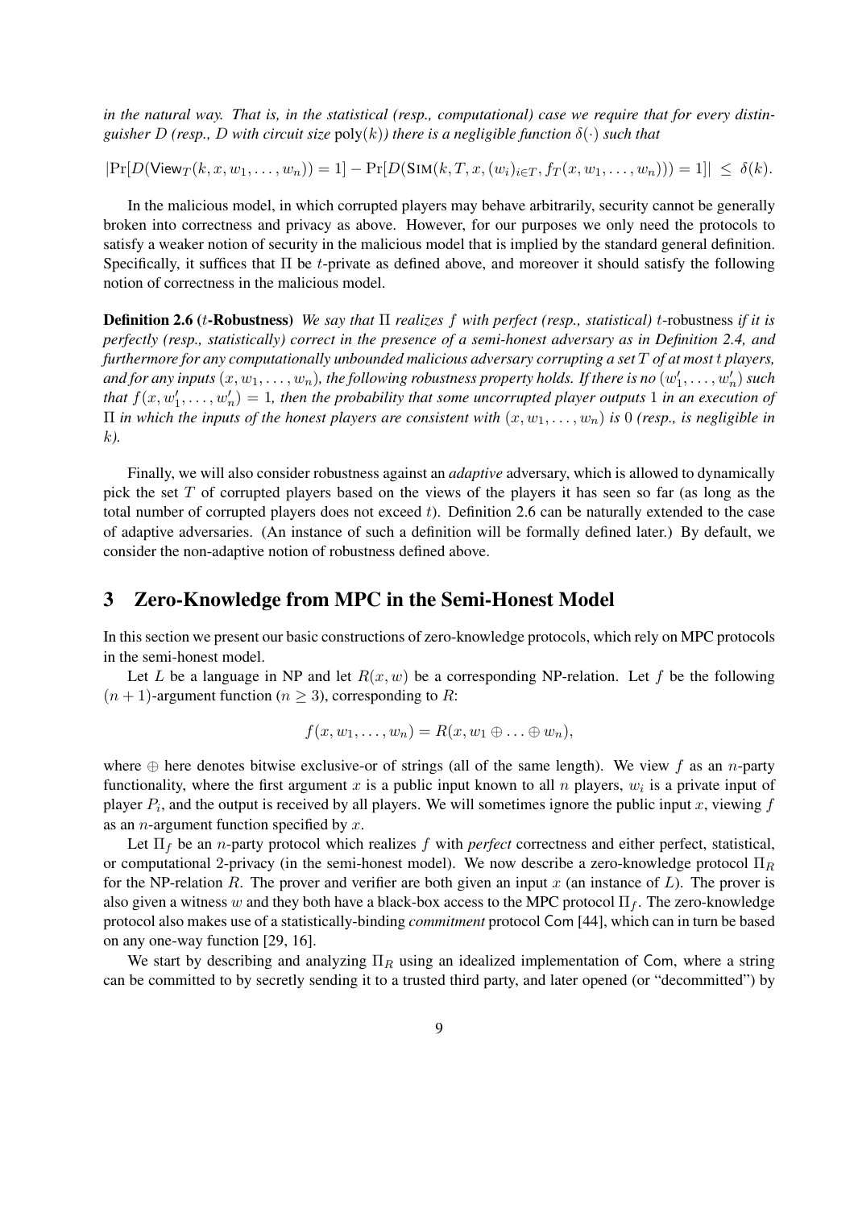*in the natural way. That is, in the statistical (resp., computational) case we require that for every distinguisher $D$ (resp., $D$ with circuit size $\mathrm{poly}(k)$) there is a negligible function $\delta(\cdot)$ such that*

$$|\Pr[D(\mathsf{View}_T(k, x, w_1, \ldots, w_n)) = 1] - \Pr[D(\textsc{Sim}(k, T, x, (w_i)_{i \in T}, f_T(x, w_1, \ldots, w_n))) = 1]| \leq \delta(k).$$

In the malicious model, in which corrupted players may behave arbitrarily, security cannot be generally broken into correctness and privacy as above. However, for our purposes we only need the protocols to satisfy a weaker notion of security in the malicious model that is implied by the standard general definition. Specifically, it suffices that $\Pi$ be $t$-private as defined above, and moreover it should satisfy the following notion of correctness in the malicious model.

**Definition 2.6 ($t$-Robustness)** *We say that $\Pi$ realizes $f$ with perfect (resp., statistical) $t$-robustness if it is perfectly (resp., statistically) correct in the presence of a semi-honest adversary as in Definition 2.4, and furthermore for any computationally unbounded malicious adversary corrupting a set $T$ of at most $t$ players, and for any inputs $(x, w_1, \ldots, w_n)$, the following robustness property holds. If there is no $(w'_1, \ldots, w'_n)$ such that $f(x, w'_1, \ldots, w'_n) = 1$, then the probability that some uncorrupted player outputs 1 in an execution of $\Pi$ in which the inputs of the honest players are consistent with $(x, w_1, \ldots, w_n)$ is 0 (resp., is negligible in $k$).*

Finally, we will also consider robustness against an *adaptive* adversary, which is allowed to dynamically pick the set $T$ of corrupted players based on the views of the players it has seen so far (as long as the total number of corrupted players does not exceed $t$). Definition 2.6 can be naturally extended to the case of adaptive adversaries. (An instance of such a definition will be formally defined later.) By default, we consider the non-adaptive notion of robustness defined above.

# 3 Zero-Knowledge from MPC in the Semi-Honest Model

In this section we present our basic constructions of zero-knowledge protocols, which rely on MPC protocols in the semi-honest model.

Let $L$ be a language in NP and let $R(x, w)$ be a corresponding NP-relation. Let $f$ be the following $(n+1)$-argument function ($n \geq 3$), corresponding to $R$:

$$f(x, w_1, \ldots, w_n) = R(x, w_1 \oplus \ldots \oplus w_n),$$

where $\oplus$ here denotes bitwise exclusive-or of strings (all of the same length). We view $f$ as an $n$-party functionality, where the first argument $x$ is a public input known to all $n$ players, $w_i$ is a private input of player $P_i$, and the output is received by all players. We will sometimes ignore the public input $x$, viewing $f$ as an $n$-argument function specified by $x$.

Let $\Pi_f$ be an $n$-party protocol which realizes $f$ with *perfect* correctness and either perfect, statistical, or computational 2-privacy (in the semi-honest model). We now describe a zero-knowledge protocol $\Pi_R$ for the NP-relation $R$. The prover and verifier are both given an input $x$ (an instance of $L$). The prover is also given a witness $w$ and they both have a black-box access to the MPC protocol $\Pi_f$. The zero-knowledge protocol also makes use of a statistically-binding *commitment* protocol $\mathsf{Com}$ [44], which can in turn be based on any one-way function [29, 16].

We start by describing and analyzing $\Pi_R$ using an idealized implementation of $\mathsf{Com}$, where a string can be committed to by secretly sending it to a trusted third party, and later opened (or "decommitted") by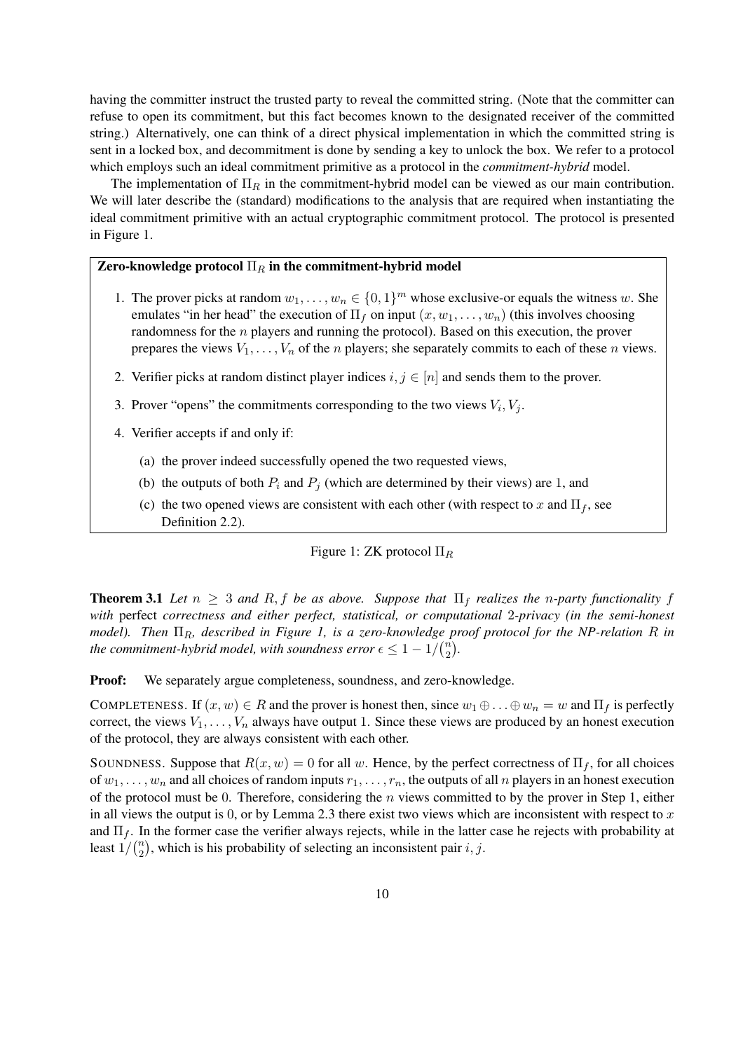having the committer instruct the trusted party to reveal the committed string. (Note that the committer can refuse to open its commitment, but this fact becomes known to the designated receiver of the committed string.) Alternatively, one can think of a direct physical implementation in which the committed string is sent in a locked box, and decommitment is done by sending a key to unlock the box. We refer to a protocol which employs such an ideal commitment primitive as a protocol in the *commitment-hybrid* model.

The implementation of $\Pi_R$ in the commitment-hybrid model can be viewed as our main contribution. We will later describe the (standard) modifications to the analysis that are required when instantiating the ideal commitment primitive with an actual cryptographic commitment protocol. The protocol is presented in Figure 1.

**Zero-knowledge protocol $\Pi_R$ in the commitment-hybrid model**

1. The prover picks at random $w_1, \ldots, w_n \in \{0,1\}^m$ whose exclusive-or equals the witness $w$. She emulates "in her head" the execution of $\Pi_f$ on input $(x, w_1, \ldots, w_n)$ (this involves choosing randomness for the $n$ players and running the protocol). Based on this execution, the prover prepares the views $V_1, \ldots, V_n$ of the $n$ players; she separately commits to each of these $n$ views.
2. Verifier picks at random distinct player indices $i, j \in [n]$ and sends them to the prover.
3. Prover "opens" the commitments corresponding to the two views $V_i, V_j$.
4. Verifier accepts if and only if:
   (a) the prover indeed successfully opened the two requested views,
   (b) the outputs of both $P_i$ and $P_j$ (which are determined by their views) are 1, and
   (c) the two opened views are consistent with each other (with respect to $x$ and $\Pi_f$, see Definition 2.2).

Figure 1: ZK protocol $\Pi_R$

**Theorem 3.1** *Let $n \geq 3$ and $R, f$ be as above. Suppose that $\Pi_f$ realizes the $n$-party functionality $f$ with* perfect *correctness and either perfect, statistical, or computational 2-privacy (in the semi-honest model). Then $\Pi_R$, described in Figure 1, is a zero-knowledge proof protocol for the NP-relation $R$ in the commitment-hybrid model, with soundness error $\epsilon \leq 1 - 1/\binom{n}{2}$.*

**Proof:** We separately argue completeness, soundness, and zero-knowledge.

COMPLETENESS. If $(x, w) \in R$ and the prover is honest then, since $w_1 \oplus \ldots \oplus w_n = w$ and $\Pi_f$ is perfectly correct, the views $V_1, \ldots, V_n$ always have output 1. Since these views are produced by an honest execution of the protocol, they are always consistent with each other.

SOUNDNESS. Suppose that $R(x, w) = 0$ for all $w$. Hence, by the perfect correctness of $\Pi_f$, for all choices of $w_1, \ldots, w_n$ and all choices of random inputs $r_1, \ldots, r_n$, the outputs of all $n$ players in an honest execution of the protocol must be 0. Therefore, considering the $n$ views committed to by the prover in Step 1, either in all views the output is 0, or by Lemma 2.3 there exist two views which are inconsistent with respect to $x$ and $\Pi_f$. In the former case the verifier always rejects, while in the latter case he rejects with probability at least $1/\binom{n}{2}$, which is his probability of selecting an inconsistent pair $i, j$.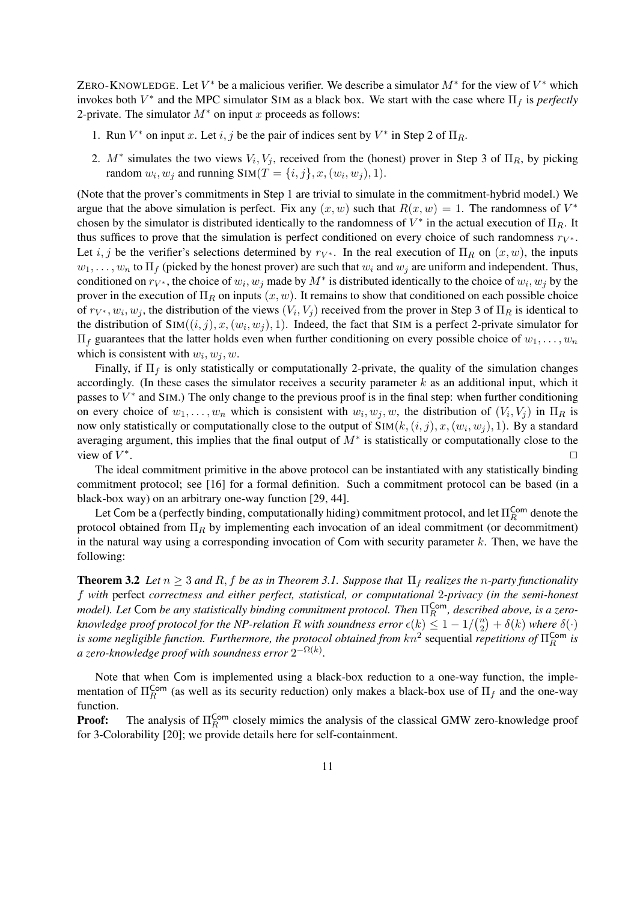ZERO-KNOWLEDGE. Let $V^*$ be a malicious verifier. We describe a simulator $M^*$ for the view of $V^*$ which invokes both $V^*$ and the MPC simulator SIM as a black box. We start with the case where $\Pi_f$ is *perfectly* 2-private. The simulator $M^*$ on input $x$ proceeds as follows:

1. Run $V^*$ on input $x$. Let $i, j$ be the pair of indices sent by $V^*$ in Step 2 of $\Pi_R$.
2. $M^*$ simulates the two views $V_i, V_j$, received from the (honest) prover in Step 3 of $\Pi_R$, by picking random $w_i, w_j$ and running $\textsc{Sim}(T = \{i, j\}, x, (w_i, w_j), 1)$.

(Note that the prover's commitments in Step 1 are trivial to simulate in the commitment-hybrid model.) We argue that the above simulation is perfect. Fix any $(x, w)$ such that $R(x, w) = 1$. The randomness of $V^*$ chosen by the simulator is distributed identically to the randomness of $V^*$ in the actual execution of $\Pi_R$. It thus suffices to prove that the simulation is perfect conditioned on every choice of such randomness $r_{V^*}$. Let $i, j$ be the verifier's selections determined by $r_{V^*}$. In the real execution of $\Pi_R$ on $(x, w)$, the inputs $w_1, \ldots, w_n$ to $\Pi_f$ (picked by the honest prover) are such that $w_i$ and $w_j$ are uniform and independent. Thus, conditioned on $r_{V^*}$, the choice of $w_i, w_j$ made by $M^*$ is distributed identically to the choice of $w_i, w_j$ by the prover in the execution of $\Pi_R$ on inputs $(x, w)$. It remains to show that conditioned on each possible choice of $r_{V^*}, w_i, w_j$, the distribution of the views $(V_i, V_j)$ received from the prover in Step 3 of $\Pi_R$ is identical to the distribution of $\textsc{Sim}((i, j), x, (w_i, w_j), 1)$. Indeed, the fact that SIM is a perfect 2-private simulator for $\Pi_f$ guarantees that the latter holds even when further conditioning on every possible choice of $w_1, \ldots, w_n$ which is consistent with $w_i, w_j, w$.

Finally, if $\Pi_f$ is only statistically or computationally 2-private, the quality of the simulation changes accordingly. (In these cases the simulator receives a security parameter $k$ as an additional input, which it passes to $V^*$ and SIM.) The only change to the previous proof is in the final step: when further conditioning on every choice of $w_1, \ldots, w_n$ which is consistent with $w_i, w_j, w$, the distribution of $(V_i, V_j)$ in $\Pi_R$ is now only statistically or computationally close to the output of $\textsc{Sim}(k, (i, j), x, (w_i, w_j), 1)$. By a standard averaging argument, this implies that the final output of $M^*$ is statistically or computationally close to the view of $V^*$. □

The ideal commitment primitive in the above protocol can be instantiated with any statistically binding commitment protocol; see [16] for a formal definition. Such a commitment protocol can be based (in a black-box way) on an arbitrary one-way function [29, 44].

Let Com be a (perfectly binding, computationally hiding) commitment protocol, and let $\Pi_R^{\mathsf{Com}}$ denote the protocol obtained from $\Pi_R$ by implementing each invocation of an ideal commitment (or decommitment) in the natural way using a corresponding invocation of Com with security parameter $k$. Then, we have the following:

**Theorem 3.2** *Let $n \geq 3$ and $R, f$ be as in Theorem 3.1. Suppose that $\Pi_f$ realizes the $n$-party functionality $f$ with* perfect *correctness and either perfect, statistical, or computational 2-privacy (in the semi-honest model). Let* Com *be any statistically binding commitment protocol. Then $\Pi_R^{\mathsf{Com}}$, described above, is a zero-knowledge proof protocol for the NP-relation $R$ with soundness error $\epsilon(k) \leq 1 - 1/\binom{n}{2} + \delta(k)$ where $\delta(\cdot)$ is some negligible function. Furthermore, the protocol obtained from $kn^2$* sequential *repetitions of $\Pi_R^{\mathsf{Com}}$ is a zero-knowledge proof with soundness error $2^{-\Omega(k)}$.*

Note that when Com is implemented using a black-box reduction to a one-way function, the implementation of $\Pi_R^{\mathsf{Com}}$ (as well as its security reduction) only makes a black-box use of $\Pi_f$ and the one-way function.

**Proof:** The analysis of $\Pi_R^{\mathsf{Com}}$ closely mimics the analysis of the classical GMW zero-knowledge proof for 3-Colorability [20]; we provide details here for self-containment.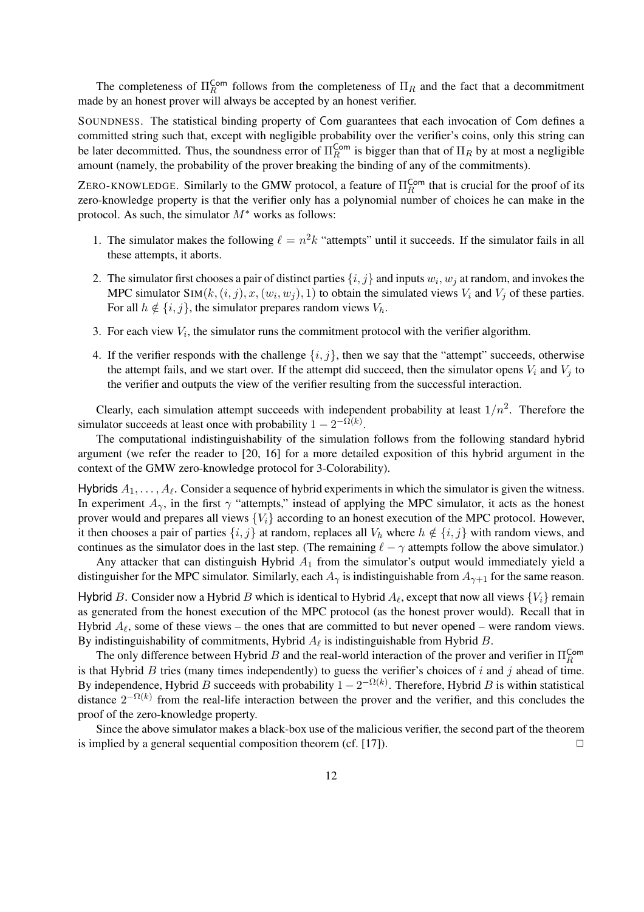The completeness of $\Pi_R^{\mathsf{Com}}$ follows from the completeness of $\Pi_R$ and the fact that a decommitment made by an honest prover will always be accepted by an honest verifier.

SOUNDNESS. The statistical binding property of Com guarantees that each invocation of Com defines a committed string such that, except with negligible probability over the verifier's coins, only this string can be later decommitted. Thus, the soundness error of $\Pi_R^{\mathsf{Com}}$ is bigger than that of $\Pi_R$ by at most a negligible amount (namely, the probability of the prover breaking the binding of any of the commitments).

ZERO-KNOWLEDGE. Similarly to the GMW protocol, a feature of $\Pi_R^{\mathsf{Com}}$ that is crucial for the proof of its zero-knowledge property is that the verifier only has a polynomial number of choices he can make in the protocol. As such, the simulator $M^*$ works as follows:

1. The simulator makes the following $\ell = n^2 k$ "attempts" until it succeeds. If the simulator fails in all these attempts, it aborts.
2. The simulator first chooses a pair of distinct parties $\{i, j\}$ and inputs $w_i, w_j$ at random, and invokes the MPC simulator $\text{SIM}(k, (i, j), x, (w_i, w_j), 1)$ to obtain the simulated views $V_i$ and $V_j$ of these parties. For all $h \notin \{i, j\}$, the simulator prepares random views $V_h$.
3. For each view $V_i$, the simulator runs the commitment protocol with the verifier algorithm.
4. If the verifier responds with the challenge $\{i, j\}$, then we say that the "attempt" succeeds, otherwise the attempt fails, and we start over. If the attempt did succeed, then the simulator opens $V_i$ and $V_j$ to the verifier and outputs the view of the verifier resulting from the successful interaction.

Clearly, each simulation attempt succeeds with independent probability at least $1/n^2$. Therefore the simulator succeeds at least once with probability $1 - 2^{-\Omega(k)}$.

The computational indistinguishability of the simulation follows from the following standard hybrid argument (we refer the reader to [20, 16] for a more detailed exposition of this hybrid argument in the context of the GMW zero-knowledge protocol for 3-Colorability).

**Hybrids $A_1, \ldots, A_\ell$.** Consider a sequence of hybrid experiments in which the simulator is given the witness. In experiment $A_\gamma$, in the first $\gamma$ "attempts," instead of applying the MPC simulator, it acts as the honest prover would and prepares all views $\{V_i\}$ according to an honest execution of the MPC protocol. However, it then chooses a pair of parties $\{i, j\}$ at random, replaces all $V_h$ where $h \notin \{i, j\}$ with random views, and continues as the simulator does in the last step. (The remaining $\ell - \gamma$ attempts follow the above simulator.)

Any attacker that can distinguish Hybrid $A_1$ from the simulator's output would immediately yield a distinguisher for the MPC simulator. Similarly, each $A_\gamma$ is indistinguishable from $A_{\gamma+1}$ for the same reason.

**Hybrid $B$.** Consider now a Hybrid $B$ which is identical to Hybrid $A_\ell$, except that now all views $\{V_i\}$ remain as generated from the honest execution of the MPC protocol (as the honest prover would). Recall that in Hybrid $A_\ell$, some of these views – the ones that are committed to but never opened – were random views. By indistinguishability of commitments, Hybrid $A_\ell$ is indistinguishable from Hybrid $B$.

The only difference between Hybrid $B$ and the real-world interaction of the prover and verifier in $\Pi_R^{\mathsf{Com}}$ is that Hybrid $B$ tries (many times independently) to guess the verifier's choices of $i$ and $j$ ahead of time. By independence, Hybrid $B$ succeeds with probability $1 - 2^{-\Omega(k)}$. Therefore, Hybrid $B$ is within statistical distance $2^{-\Omega(k)}$ from the real-life interaction between the prover and the verifier, and this concludes the proof of the zero-knowledge property.

Since the above simulator makes a black-box use of the malicious verifier, the second part of the theorem is implied by a general sequential composition theorem (cf. [17]). $\square$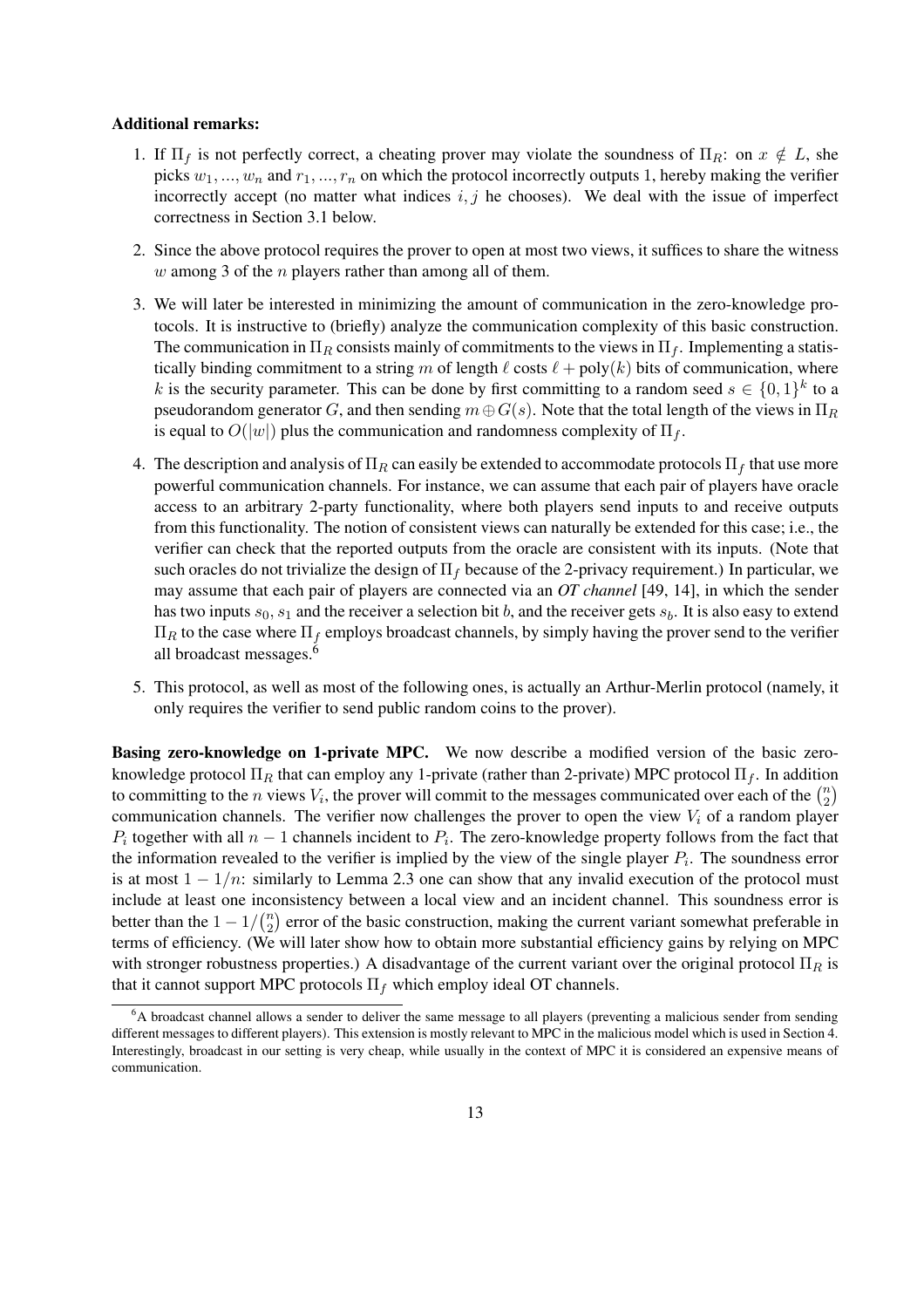**Additional remarks:**

1. If $\Pi_f$ is not perfectly correct, a cheating prover may violate the soundness of $\Pi_R$: on $x \notin L$, she picks $w_1, ..., w_n$ and $r_1, ..., r_n$ on which the protocol incorrectly outputs 1, hereby making the verifier incorrectly accept (no matter what indices $i, j$ he chooses). We deal with the issue of imperfect correctness in Section 3.1 below.

2. Since the above protocol requires the prover to open at most two views, it suffices to share the witness $w$ among 3 of the $n$ players rather than among all of them.

3. We will later be interested in minimizing the amount of communication in the zero-knowledge protocols. It is instructive to (briefly) analyze the communication complexity of this basic construction. The communication in $\Pi_R$ consists mainly of commitments to the views in $\Pi_f$. Implementing a statistically binding commitment to a string $m$ of length $\ell$ costs $\ell + \text{poly}(k)$ bits of communication, where $k$ is the security parameter. This can be done by first committing to a random seed $s \in \{0,1\}^k$ to a pseudorandom generator $G$, and then sending $m \oplus G(s)$. Note that the total length of the views in $\Pi_R$ is equal to $O(|w|)$ plus the communication and randomness complexity of $\Pi_f$.

4. The description and analysis of $\Pi_R$ can easily be extended to accommodate protocols $\Pi_f$ that use more powerful communication channels. For instance, we can assume that each pair of players have oracle access to an arbitrary 2-party functionality, where both players send inputs to and receive outputs from this functionality. The notion of consistent views can naturally be extended for this case; i.e., the verifier can check that the reported outputs from the oracle are consistent with its inputs. (Note that such oracles do not trivialize the design of $\Pi_f$ because of the 2-privacy requirement.) In particular, we may assume that each pair of players are connected via an *OT channel* [49, 14], in which the sender has two inputs $s_0, s_1$ and the receiver a selection bit $b$, and the receiver gets $s_b$. It is also easy to extend $\Pi_R$ to the case where $\Pi_f$ employs broadcast channels, by simply having the prover send to the verifier all broadcast messages.[6]

5. This protocol, as well as most of the following ones, is actually an Arthur-Merlin protocol (namely, it only requires the verifier to send public random coins to the prover).

**Basing zero-knowledge on 1-private MPC.** We now describe a modified version of the basic zero-knowledge protocol $\Pi_R$ that can employ any 1-private (rather than 2-private) MPC protocol $\Pi_f$. In addition to committing to the $n$ views $V_i$, the prover will commit to the messages communicated over each of the $\binom{n}{2}$ communication channels. The verifier now challenges the prover to open the view $V_i$ of a random player $P_i$ together with all $n-1$ channels incident to $P_i$. The zero-knowledge property follows from the fact that the information revealed to the verifier is implied by the view of the single player $P_i$. The soundness error is at most $1 - 1/n$: similarly to Lemma 2.3 one can show that any invalid execution of the protocol must include at least one inconsistency between a local view and an incident channel. This soundness error is better than the $1 - 1/\binom{n}{2}$ error of the basic construction, making the current variant somewhat preferable in terms of efficiency. (We will later show how to obtain more substantial efficiency gains by relying on MPC with stronger robustness properties.) A disadvantage of the current variant over the original protocol $\Pi_R$ is that it cannot support MPC protocols $\Pi_f$ which employ ideal OT channels.

[6] A broadcast channel allows a sender to deliver the same message to all players (preventing a malicious sender from sending different messages to different players). This extension is mostly relevant to MPC in the malicious model which is used in Section 4. Interestingly, broadcast in our setting is very cheap, while usually in the context of MPC it is considered an expensive means of communication.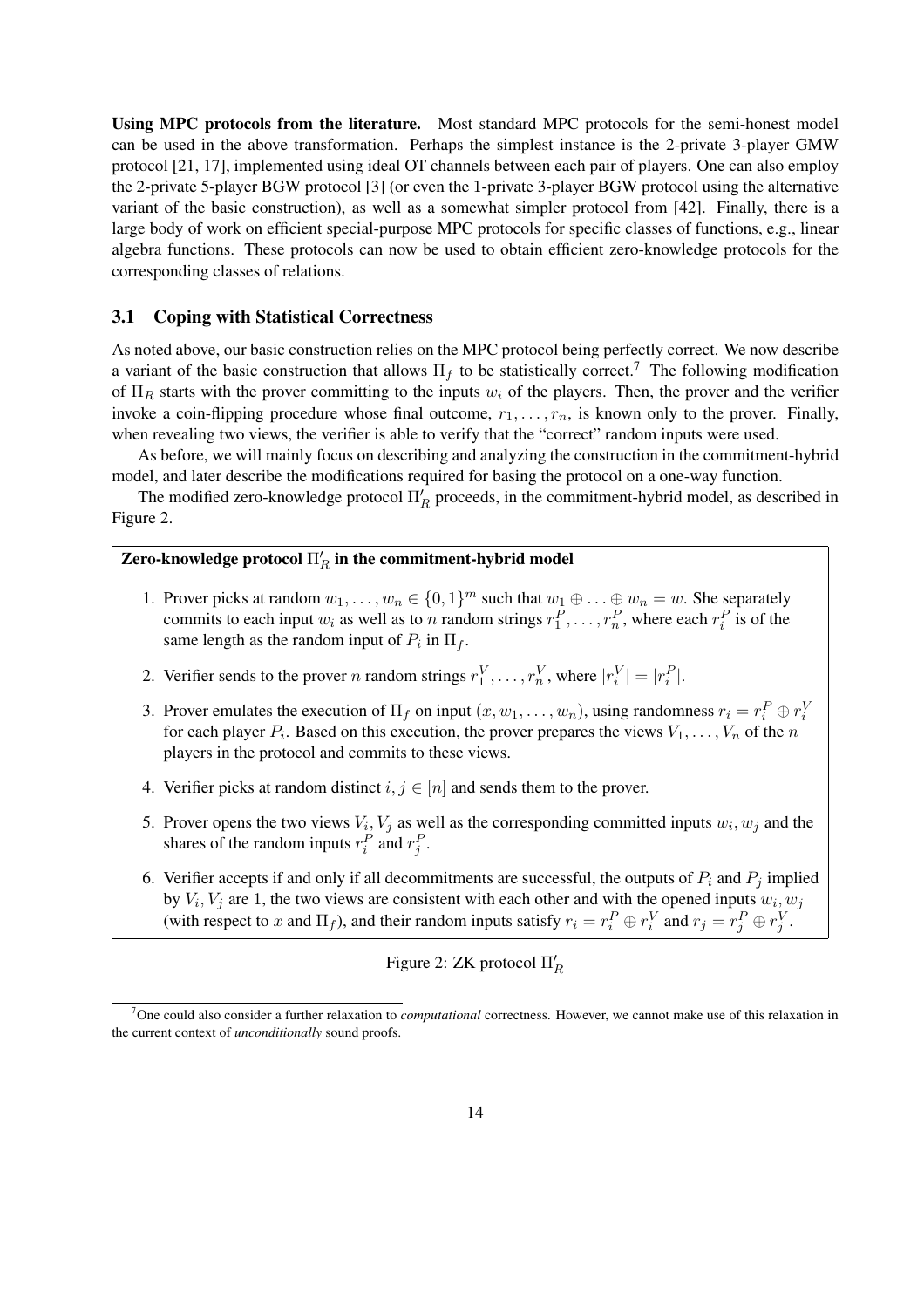**Using MPC protocols from the literature.** Most standard MPC protocols for the semi-honest model can be used in the above transformation. Perhaps the simplest instance is the 2-private 3-player GMW protocol [21, 17], implemented using ideal OT channels between each pair of players. One can also employ the 2-private 5-player BGW protocol [3] (or even the 1-private 3-player BGW protocol using the alternative variant of the basic construction), as well as a somewhat simpler protocol from [42]. Finally, there is a large body of work on efficient special-purpose MPC protocols for specific classes of functions, e.g., linear algebra functions. These protocols can now be used to obtain efficient zero-knowledge protocols for the corresponding classes of relations.

### 3.1 Coping with Statistical Correctness

As noted above, our basic construction relies on the MPC protocol being perfectly correct. We now describe a variant of the basic construction that allows $\Pi_f$ to be statistically correct.[7] The following modification of $\Pi_R$ starts with the prover committing to the inputs $w_i$ of the players. Then, the prover and the verifier invoke a coin-flipping procedure whose final outcome, $r_1, \ldots, r_n$, is known only to the prover. Finally, when revealing two views, the verifier is able to verify that the "correct" random inputs were used.

As before, we will mainly focus on describing and analyzing the construction in the commitment-hybrid model, and later describe the modifications required for basing the protocol on a one-way function.

The modified zero-knowledge protocol $\Pi'_R$ proceeds, in the commitment-hybrid model, as described in Figure 2.

**Zero-knowledge protocol $\Pi'_R$ in the commitment-hybrid model**

1. Prover picks at random $w_1, \ldots, w_n \in \{0,1\}^m$ such that $w_1 \oplus \ldots \oplus w_n = w$. She separately commits to each input $w_i$ as well as to $n$ random strings $r_1^P, \ldots, r_n^P$, where each $r_i^P$ is of the same length as the random input of $P_i$ in $\Pi_f$.
2. Verifier sends to the prover $n$ random strings $r_1^V, \ldots, r_n^V$, where $|r_i^V| = |r_i^P|$.
3. Prover emulates the execution of $\Pi_f$ on input $(x, w_1, \ldots, w_n)$, using randomness $r_i = r_i^P \oplus r_i^V$ for each player $P_i$. Based on this execution, the prover prepares the views $V_1, \ldots, V_n$ of the $n$ players in the protocol and commits to these views.
4. Verifier picks at random distinct $i, j \in [n]$ and sends them to the prover.
5. Prover opens the two views $V_i, V_j$ as well as the corresponding committed inputs $w_i, w_j$ and the shares of the random inputs $r_i^P$ and $r_j^P$.
6. Verifier accepts if and only if all decommitments are successful, the outputs of $P_i$ and $P_j$ implied by $V_i, V_j$ are 1, the two views are consistent with each other and with the opened inputs $w_i, w_j$ (with respect to $x$ and $\Pi_f$), and their random inputs satisfy $r_i = r_i^P \oplus r_i^V$ and $r_j = r_j^P \oplus r_j^V$.

Figure 2: ZK protocol $\Pi'_R$

[7] One could also consider a further relaxation to *computational* correctness. However, we cannot make use of this relaxation in the current context of *unconditionally* sound proofs.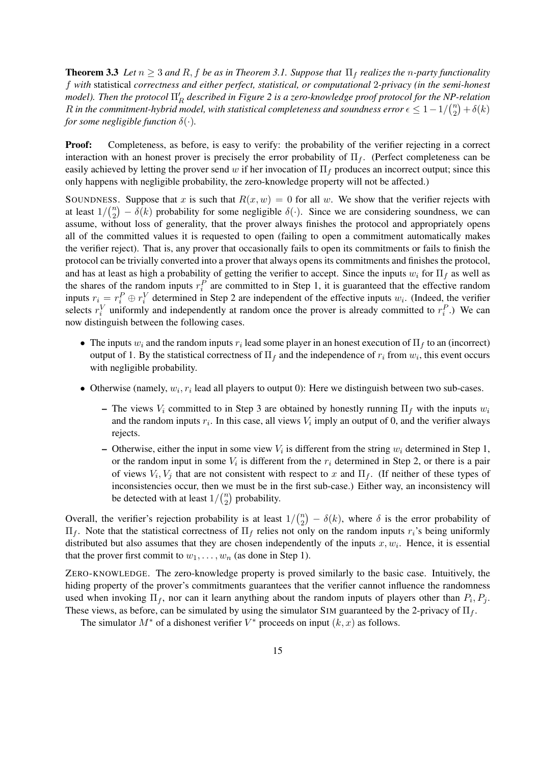**Theorem 3.3** *Let $n \geq 3$ and $R, f$ be as in Theorem 3.1. Suppose that $\Pi_f$ realizes the $n$-party functionality $f$ with* statistical *correctness and either perfect, statistical, or computational 2-privacy (in the semi-honest model). Then the protocol $\Pi'_R$ described in Figure 2 is a zero-knowledge proof protocol for the NP-relation $R$ in the commitment-hybrid model, with statistical completeness and soundness error $\epsilon \leq 1 - 1/\binom{n}{2} + \delta(k)$ for some negligible function $\delta(\cdot)$.*

**Proof:** Completeness, as before, is easy to verify: the probability of the verifier rejecting in a correct interaction with an honest prover is precisely the error probability of $\Pi_f$. (Perfect completeness can be easily achieved by letting the prover send $w$ if her invocation of $\Pi_f$ produces an incorrect output; since this only happens with negligible probability, the zero-knowledge property will not be affected.)

SOUNDNESS. Suppose that $x$ is such that $R(x, w) = 0$ for all $w$. We show that the verifier rejects with at least $1/\binom{n}{2} - \delta(k)$ probability for some negligible $\delta(\cdot)$. Since we are considering soundness, we can assume, without loss of generality, that the prover always finishes the protocol and appropriately opens all of the committed values it is requested to open (failing to open a commitment automatically makes the verifier reject). That is, any prover that occasionally fails to open its commitments or fails to finish the protocol can be trivially converted into a prover that always opens its commitments and finishes the protocol, and has at least as high a probability of getting the verifier to accept. Since the inputs $w_i$ for $\Pi_f$ as well as the shares of the random inputs $r_i^P$ are committed to in Step 1, it is guaranteed that the effective random inputs $r_i = r_i^P \oplus r_i^V$ determined in Step 2 are independent of the effective inputs $w_i$. (Indeed, the verifier selects $r_i^V$ uniformly and independently at random once the prover is already committed to $r_i^P$.) We can now distinguish between the following cases.

- The inputs $w_i$ and the random inputs $r_i$ lead some player in an honest execution of $\Pi_f$ to an (incorrect) output of 1. By the statistical correctness of $\Pi_f$ and the independence of $r_i$ from $w_i$, this event occurs with negligible probability.
- Otherwise (namely, $w_i, r_i$ lead all players to output 0): Here we distinguish between two sub-cases.
  - The views $V_i$ committed to in Step 3 are obtained by honestly running $\Pi_f$ with the inputs $w_i$ and the random inputs $r_i$. In this case, all views $V_i$ imply an output of 0, and the verifier always rejects.
  - Otherwise, either the input in some view $V_i$ is different from the string $w_i$ determined in Step 1, or the random input in some $V_i$ is different from the $r_i$ determined in Step 2, or there is a pair of views $V_i, V_j$ that are not consistent with respect to $x$ and $\Pi_f$. (If neither of these types of inconsistencies occur, then we must be in the first sub-case.) Either way, an inconsistency will be detected with at least $1/\binom{n}{2}$ probability.

Overall, the verifier's rejection probability is at least $1/\binom{n}{2} - \delta(k)$, where $\delta$ is the error probability of $\Pi_f$. Note that the statistical correctness of $\Pi_f$ relies not only on the random inputs $r_i$'s being uniformly distributed but also assumes that they are chosen independently of the inputs $x, w_i$. Hence, it is essential that the prover first commit to $w_1, \ldots, w_n$ (as done in Step 1).

ZERO-KNOWLEDGE. The zero-knowledge property is proved similarly to the basic case. Intuitively, the hiding property of the prover's commitments guarantees that the verifier cannot influence the randomness used when invoking $\Pi_f$, nor can it learn anything about the random inputs of players other than $P_i, P_j$. These views, as before, can be simulated by using the simulator SIM guaranteed by the 2-privacy of $\Pi_f$.

The simulator $M^*$ of a dishonest verifier $V^*$ proceeds on input $(k, x)$ as follows.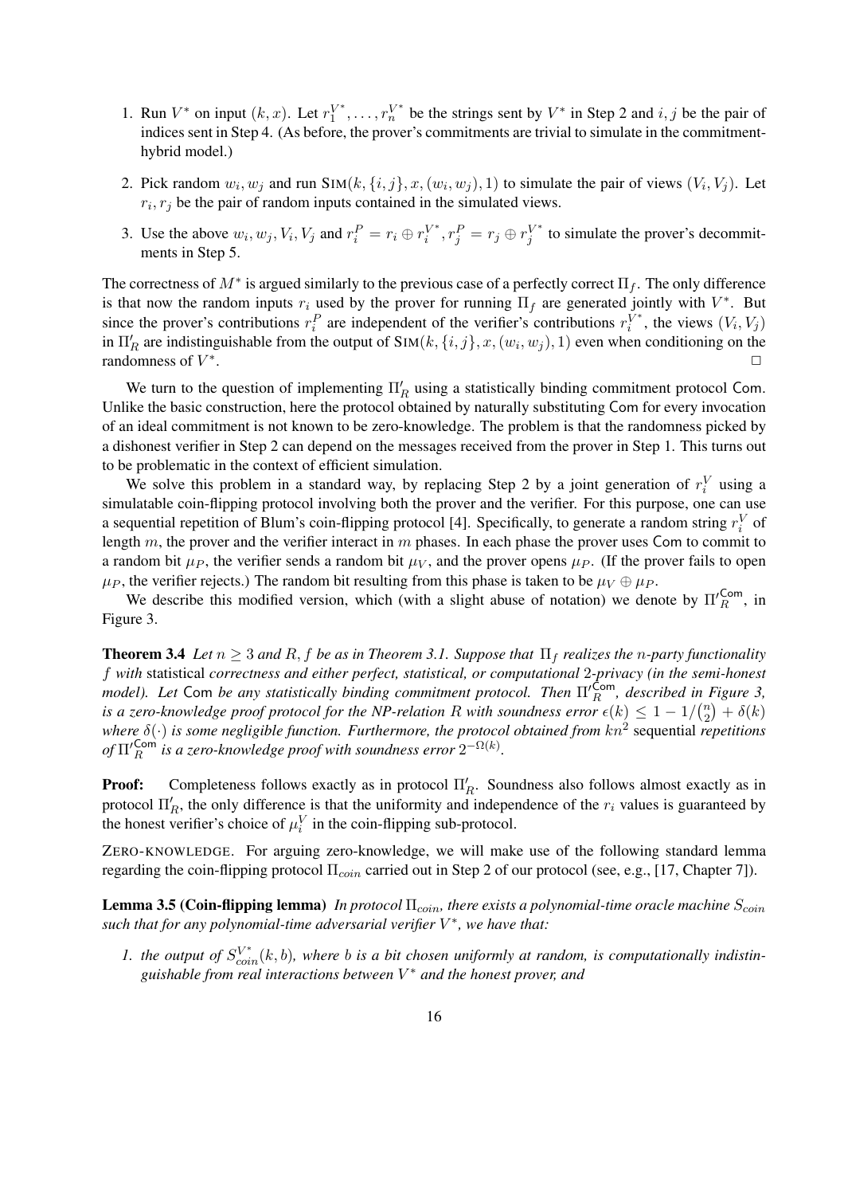1. Run $V^*$ on input $(k, x)$. Let $r_1^{V^*}, \ldots, r_n^{V^*}$ be the strings sent by $V^*$ in Step 2 and $i, j$ be the pair of indices sent in Step 4. (As before, the prover's commitments are trivial to simulate in the commitment-hybrid model.)

2. Pick random $w_i, w_j$ and run $\text{SIM}(k, \{i, j\}, x, (w_i, w_j), 1)$ to simulate the pair of views $(V_i, V_j)$. Let $r_i, r_j$ be the pair of random inputs contained in the simulated views.

3. Use the above $w_i, w_j, V_i, V_j$ and $r_i^P = r_i \oplus r_i^{V^*}, r_j^P = r_j \oplus r_j^{V^*}$ to simulate the prover's decommitments in Step 5.

The correctness of $M^*$ is argued similarly to the previous case of a perfectly correct $\Pi_f$. The only difference is that now the random inputs $r_i$ used by the prover for running $\Pi_f$ are generated jointly with $V^*$. But since the prover's contributions $r_i^P$ are independent of the verifier's contributions $r_i^{V^*}$, the views $(V_i, V_j)$ in $\Pi'_R$ are indistinguishable from the output of $\text{SIM}(k, \{i, j\}, x, (w_i, w_j), 1)$ even when conditioning on the randomness of $V^*$. □

We turn to the question of implementing $\Pi'_R$ using a statistically binding commitment protocol Com. Unlike the basic construction, here the protocol obtained by naturally substituting Com for every invocation of an ideal commitment is not known to be zero-knowledge. The problem is that the randomness picked by a dishonest verifier in Step 2 can depend on the messages received from the prover in Step 1. This turns out to be problematic in the context of efficient simulation.

We solve this problem in a standard way, by replacing Step 2 by a joint generation of $r_i^V$ using a simulatable coin-flipping protocol involving both the prover and the verifier. For this purpose, one can use a sequential repetition of Blum's coin-flipping protocol [4]. Specifically, to generate a random string $r_i^V$ of length $m$, the prover and the verifier interact in $m$ phases. In each phase the prover uses Com to commit to a random bit $\mu_P$, the verifier sends a random bit $\mu_V$, and the prover opens $\mu_P$. (If the prover fails to open $\mu_P$, the verifier rejects.) The random bit resulting from this phase is taken to be $\mu_V \oplus \mu_P$.

We describe this modified version, which (with a slight abuse of notation) we denote by $\Pi'^{\mathsf{Com}}_R$, in Figure 3.

**Theorem 3.4** *Let $n \geq 3$ and $R, f$ be as in Theorem 3.1. Suppose that $\Pi_f$ realizes the $n$-party functionality $f$ with* statistical *correctness and either perfect, statistical, or computational 2-privacy (in the semi-honest model). Let* Com *be any statistically binding commitment protocol. Then $\Pi'^{\mathsf{Com}}_R$, described in Figure 3, is a zero-knowledge proof protocol for the NP-relation $R$ with soundness error $\epsilon(k) \leq 1 - 1/\binom{n}{2} + \delta(k)$ where $\delta(\cdot)$ is some negligible function. Furthermore, the protocol obtained from $kn^2$* sequential *repetitions of $\Pi'^{\mathsf{Com}}_R$ is a zero-knowledge proof with soundness error $2^{-\Omega(k)}$.*

**Proof:** Completeness follows exactly as in protocol $\Pi'_R$. Soundness also follows almost exactly as in protocol $\Pi'_R$, the only difference is that the uniformity and independence of the $r_i$ values is guaranteed by the honest verifier's choice of $\mu_i^V$ in the coin-flipping sub-protocol.

ZERO-KNOWLEDGE. For arguing zero-knowledge, we will make use of the following standard lemma regarding the coin-flipping protocol $\Pi_{coin}$ carried out in Step 2 of our protocol (see, e.g., [17, Chapter 7]).

**Lemma 3.5 (Coin-flipping lemma)** *In protocol $\Pi_{coin}$, there exists a polynomial-time oracle machine $S_{coin}$ such that for any polynomial-time adversarial verifier $V^*$, we have that:*

1. *the output of $S_{coin}^{V^*}(k, b)$, where $b$ is a bit chosen uniformly at random, is computationally indistinguishable from real interactions between $V^*$ and the honest prover, and*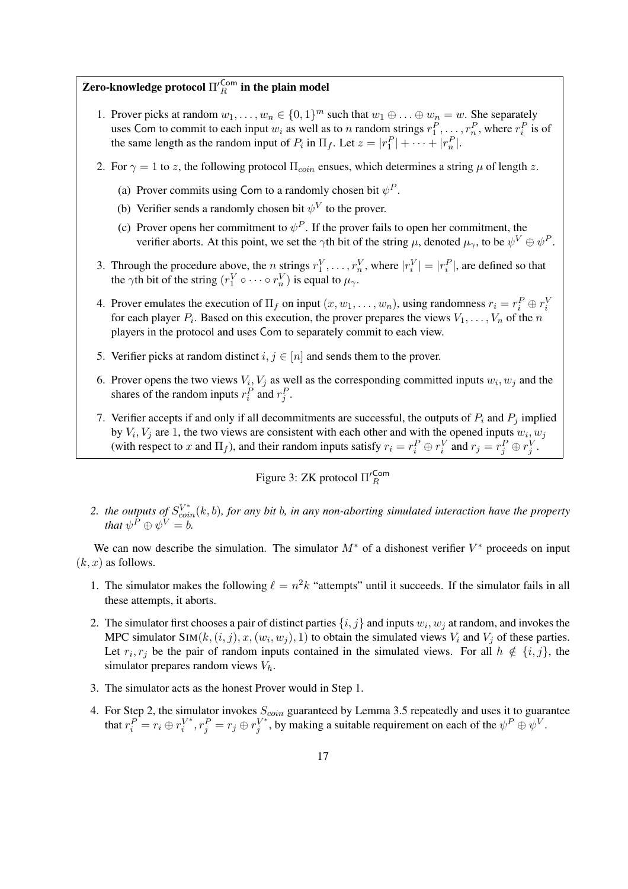**Zero-knowledge protocol $\Pi'^{\mathsf{Com}}_R$ in the plain model**

1. Prover picks at random $w_1, \ldots, w_n \in \{0,1\}^m$ such that $w_1 \oplus \ldots \oplus w_n = w$. She separately uses $\mathsf{Com}$ to commit to each input $w_i$ as well as to $n$ random strings $r_1^P, \ldots, r_n^P$, where $r_i^P$ is of the same length as the random input of $P_i$ in $\Pi_f$. Let $z = |r_1^P| + \cdots + |r_n^P|$.
2. For $\gamma = 1$ to $z$, the following protocol $\Pi_{coin}$ ensues, which determines a string $\mu$ of length $z$.
   (a) Prover commits using $\mathsf{Com}$ to a randomly chosen bit $\psi^P$.
   (b) Verifier sends a randomly chosen bit $\psi^V$ to the prover.
   (c) Prover opens her commitment to $\psi^P$. If the prover fails to open her commitment, the verifier aborts. At this point, we set the $\gamma$th bit of the string $\mu$, denoted $\mu_\gamma$, to be $\psi^V \oplus \psi^P$.
3. Through the procedure above, the $n$ strings $r_1^V, \ldots, r_n^V$, where $|r_i^V| = |r_i^P|$, are defined so that the $\gamma$th bit of the string $(r_1^V \circ \cdots \circ r_n^V)$ is equal to $\mu_\gamma$.
4. Prover emulates the execution of $\Pi_f$ on input $(x, w_1, \ldots, w_n)$, using randomness $r_i = r_i^P \oplus r_i^V$ for each player $P_i$. Based on this execution, the prover prepares the views $V_1, \ldots, V_n$ of the $n$ players in the protocol and uses $\mathsf{Com}$ to separately commit to each view.
5. Verifier picks at random distinct $i, j \in [n]$ and sends them to the prover.
6. Prover opens the two views $V_i, V_j$ as well as the corresponding committed inputs $w_i, w_j$ and the shares of the random inputs $r_i^P$ and $r_j^P$.
7. Verifier accepts if and only if all decommitments are successful, the outputs of $P_i$ and $P_j$ implied by $V_i, V_j$ are 1, the two views are consistent with each other and with the opened inputs $w_i, w_j$ (with respect to $x$ and $\Pi_f$), and their random inputs satisfy $r_i = r_i^P \oplus r_i^V$ and $r_j = r_j^P \oplus r_j^V$.

Figure 3: ZK protocol $\Pi'^{\mathsf{Com}}_R$

2. *the outputs of $S_{coin}^{V^*}(k, b)$, for any bit $b$, in any non-aborting simulated interaction have the property that $\psi^P \oplus \psi^V = b$.*

We can now describe the simulation. The simulator $M^*$ of a dishonest verifier $V^*$ proceeds on input $(k, x)$ as follows.

1. The simulator makes the following $\ell = n^2 k$ "attempts" until it succeeds. If the simulator fails in all these attempts, it aborts.
2. The simulator first chooses a pair of distinct parties $\{i, j\}$ and inputs $w_i, w_j$ at random, and invokes the MPC simulator $\mathrm{SIM}(k, (i,j), x, (w_i, w_j), 1)$ to obtain the simulated views $V_i$ and $V_j$ of these parties. Let $r_i, r_j$ be the pair of random inputs contained in the simulated views. For all $h \notin \{i, j\}$, the simulator prepares random views $V_h$.
3. The simulator acts as the honest Prover would in Step 1.
4. For Step 2, the simulator invokes $S_{coin}$ guaranteed by Lemma 3.5 repeatedly and uses it to guarantee that $r_i^P = r_i \oplus r_i^{V^*}, r_j^P = r_j \oplus r_j^{V^*}$, by making a suitable requirement on each of the $\psi^P \oplus \psi^V$.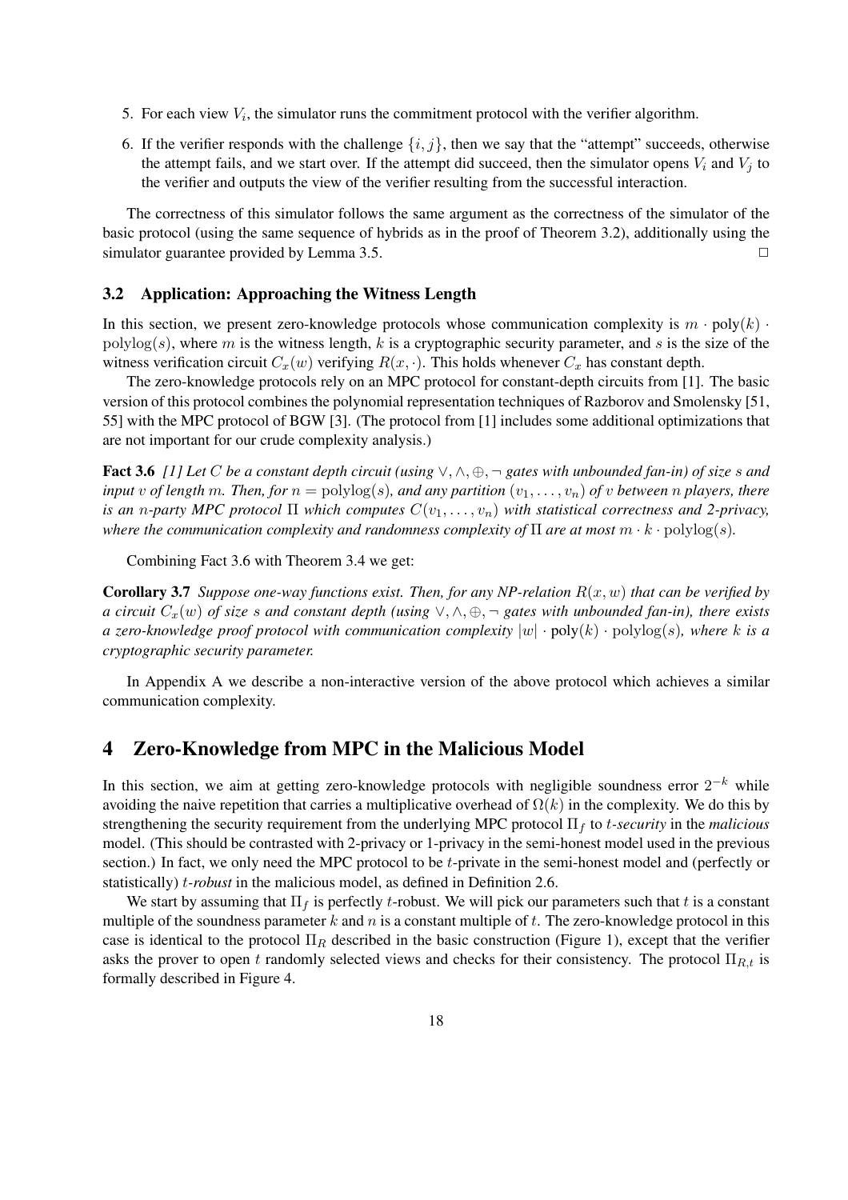5. For each view $V_i$, the simulator runs the commitment protocol with the verifier algorithm.

6. If the verifier responds with the challenge $\{i, j\}$, then we say that the "attempt" succeeds, otherwise the attempt fails, and we start over. If the attempt did succeed, then the simulator opens $V_i$ and $V_j$ to the verifier and outputs the view of the verifier resulting from the successful interaction.

The correctness of this simulator follows the same argument as the correctness of the simulator of the basic protocol (using the same sequence of hybrids as in the proof of Theorem 3.2), additionally using the simulator guarantee provided by Lemma 3.5. □

### 3.2 Application: Approaching the Witness Length

In this section, we present zero-knowledge protocols whose communication complexity is $m \cdot \text{poly}(k) \cdot \text{polylog}(s)$, where $m$ is the witness length, $k$ is a cryptographic security parameter, and $s$ is the size of the witness verification circuit $C_x(w)$ verifying $R(x, \cdot)$. This holds whenever $C_x$ has constant depth.

The zero-knowledge protocols rely on an MPC protocol for constant-depth circuits from [1]. The basic version of this protocol combines the polynomial representation techniques of Razborov and Smolensky [51, 55] with the MPC protocol of BGW [3]. (The protocol from [1] includes some additional optimizations that are not important for our crude complexity analysis.)

**Fact 3.6** *[1] Let $C$ be a constant depth circuit (using $\vee, \wedge, \oplus, \neg$ gates with unbounded fan-in) of size $s$ and input $v$ of length $m$. Then, for $n = \text{polylog}(s)$, and any partition $(v_1, \ldots, v_n)$ of $v$ between $n$ players, there is an $n$-party MPC protocol $\Pi$ which computes $C(v_1, \ldots, v_n)$ with statistical correctness and 2-privacy, where the communication complexity and randomness complexity of $\Pi$ are at most $m \cdot k \cdot \text{polylog}(s)$.*

Combining Fact 3.6 with Theorem 3.4 we get:

**Corollary 3.7** *Suppose one-way functions exist. Then, for any NP-relation $R(x, w)$ that can be verified by a circuit $C_x(w)$ of size $s$ and constant depth (using $\vee, \wedge, \oplus, \neg$ gates with unbounded fan-in), there exists a zero-knowledge proof protocol with communication complexity $|w| \cdot \text{poly}(k) \cdot \text{polylog}(s)$, where $k$ is a cryptographic security parameter.*

In Appendix A we describe a non-interactive version of the above protocol which achieves a similar communication complexity.

## 4 Zero-Knowledge from MPC in the Malicious Model

In this section, we aim at getting zero-knowledge protocols with negligible soundness error $2^{-k}$ while avoiding the naive repetition that carries a multiplicative overhead of $\Omega(k)$ in the complexity. We do this by strengthening the security requirement from the underlying MPC protocol $\Pi_f$ to $t$-*security* in the *malicious* model. (This should be contrasted with 2-privacy or 1-privacy in the semi-honest model used in the previous section.) In fact, we only need the MPC protocol to be $t$-private in the semi-honest model and (perfectly or statistically) $t$-*robust* in the malicious model, as defined in Definition 2.6.

We start by assuming that $\Pi_f$ is perfectly $t$-robust. We will pick our parameters such that $t$ is a constant multiple of the soundness parameter $k$ and $n$ is a constant multiple of $t$. The zero-knowledge protocol in this case is identical to the protocol $\Pi_R$ described in the basic construction (Figure 1), except that the verifier asks the prover to open $t$ randomly selected views and checks for their consistency. The protocol $\Pi_{R,t}$ is formally described in Figure 4.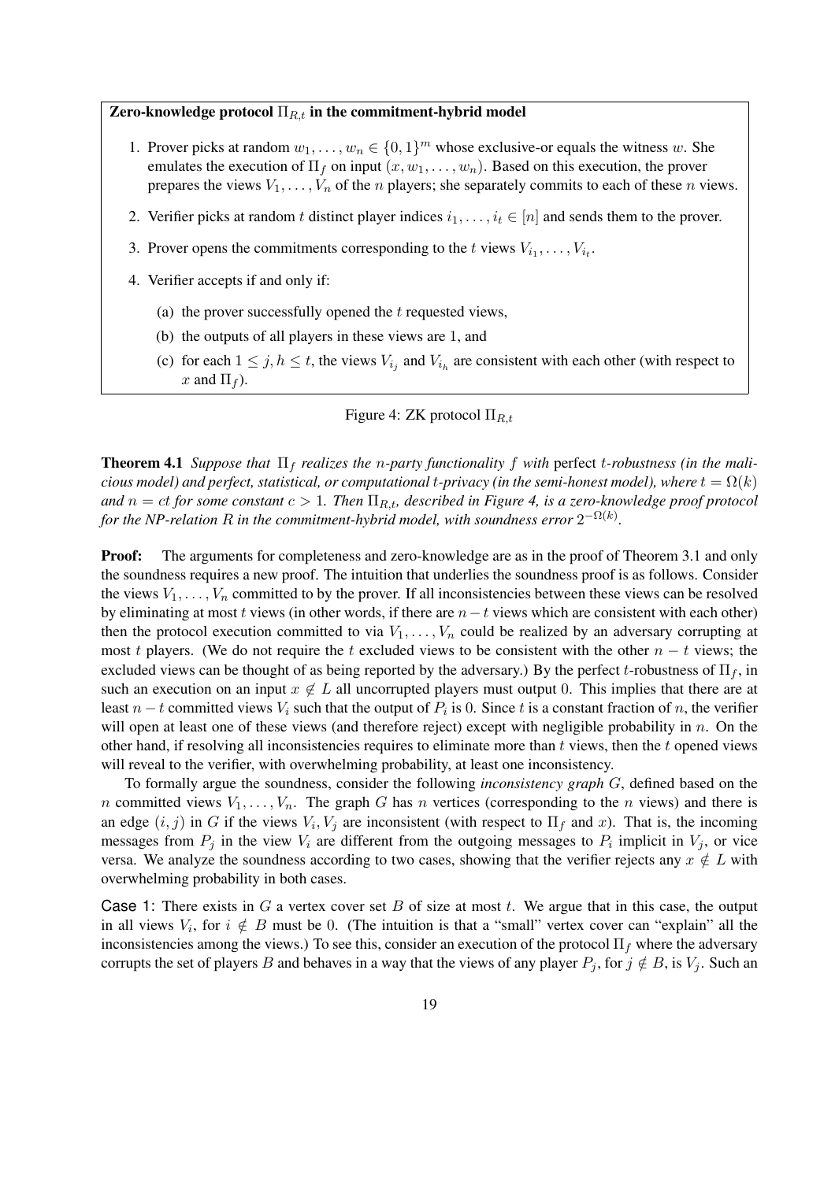**Zero-knowledge protocol $\Pi_{R,t}$ in the commitment-hybrid model**

1. Prover picks at random $w_1, \ldots, w_n \in \{0,1\}^m$ whose exclusive-or equals the witness $w$. She emulates the execution of $\Pi_f$ on input $(x, w_1, \ldots, w_n)$. Based on this execution, the prover prepares the views $V_1, \ldots, V_n$ of the $n$ players; she separately commits to each of these $n$ views.
2. Verifier picks at random $t$ distinct player indices $i_1, \ldots, i_t \in [n]$ and sends them to the prover.
3. Prover opens the commitments corresponding to the $t$ views $V_{i_1}, \ldots, V_{i_t}$.
4. Verifier accepts if and only if:
   (a) the prover successfully opened the $t$ requested views,
   (b) the outputs of all players in these views are 1, and
   (c) for each $1 \leq j, h \leq t$, the views $V_{i_j}$ and $V_{i_h}$ are consistent with each other (with respect to $x$ and $\Pi_f$).

Figure 4: ZK protocol $\Pi_{R,t}$

**Theorem 4.1** *Suppose that $\Pi_f$ realizes the $n$-party functionality $f$ with* perfect *$t$-robustness (in the malicious model) and perfect, statistical, or computational $t$-privacy (in the semi-honest model), where $t = \Omega(k)$ and $n = ct$ for some constant $c > 1$. Then $\Pi_{R,t}$, described in Figure 4, is a zero-knowledge proof protocol for the NP-relation $R$ in the commitment-hybrid model, with soundness error $2^{-\Omega(k)}$.*

**Proof:** The arguments for completeness and zero-knowledge are as in the proof of Theorem 3.1 and only the soundness requires a new proof. The intuition that underlies the soundness proof is as follows. Consider the views $V_1, \ldots, V_n$ committed to by the prover. If all inconsistencies between these views can be resolved by eliminating at most $t$ views (in other words, if there are $n - t$ views which are consistent with each other) then the protocol execution committed to via $V_1, \ldots, V_n$ could be realized by an adversary corrupting at most $t$ players. (We do not require the $t$ excluded views to be consistent with the other $n - t$ views; the excluded views can be thought of as being reported by the adversary.) By the perfect $t$-robustness of $\Pi_f$, in such an execution on an input $x \notin L$ all uncorrupted players must output 0. This implies that there are at least $n - t$ committed views $V_i$ such that the output of $P_i$ is 0. Since $t$ is a constant fraction of $n$, the verifier will open at least one of these views (and therefore reject) except with negligible probability in $n$. On the other hand, if resolving all inconsistencies requires to eliminate more than $t$ views, then the $t$ opened views will reveal to the verifier, with overwhelming probability, at least one inconsistency.

To formally argue the soundness, consider the following *inconsistency graph* $G$, defined based on the $n$ committed views $V_1, \ldots, V_n$. The graph $G$ has $n$ vertices (corresponding to the $n$ views) and there is an edge $(i, j)$ in $G$ if the views $V_i, V_j$ are inconsistent (with respect to $\Pi_f$ and $x$). That is, the incoming messages from $P_j$ in the view $V_i$ are different from the outgoing messages to $P_i$ implicit in $V_j$, or vice versa. We analyze the soundness according to two cases, showing that the verifier rejects any $x \notin L$ with overwhelming probability in both cases.

Case 1: There exists in $G$ a vertex cover set $B$ of size at most $t$. We argue that in this case, the output in all views $V_i$, for $i \notin B$ must be 0. (The intuition is that a "small" vertex cover can "explain" all the inconsistencies among the views.) To see this, consider an execution of the protocol $\Pi_f$ where the adversary corrupts the set of players $B$ and behaves in a way that the views of any player $P_j$, for $j \notin B$, is $V_j$. Such an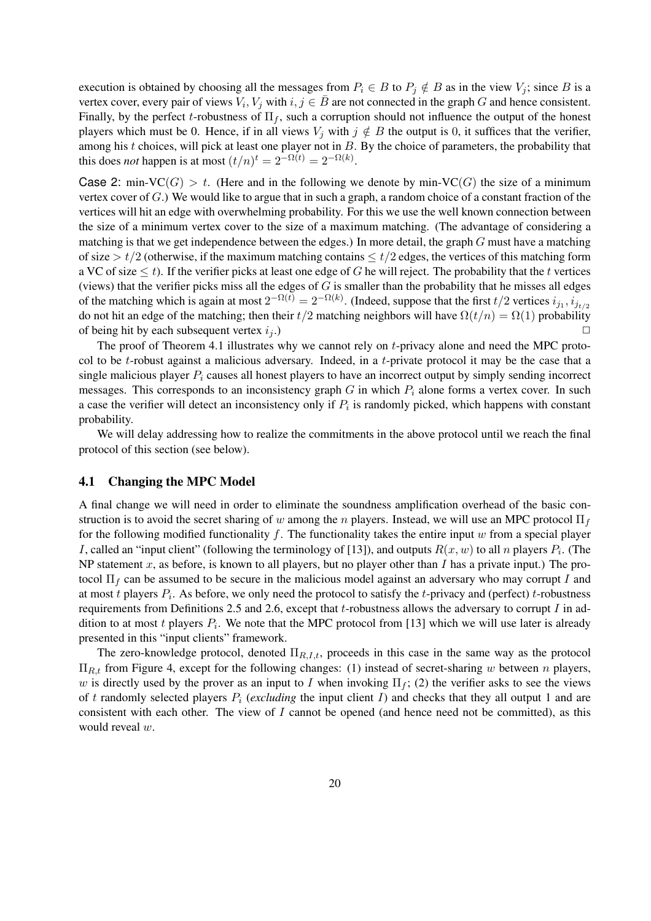execution is obtained by choosing all the messages from $P_i \in B$ to $P_j \notin B$ as in the view $V_j$; since $B$ is a vertex cover, every pair of views $V_i, V_j$ with $i, j \in \bar{B}$ are not connected in the graph $G$ and hence consistent. Finally, by the perfect $t$-robustness of $\Pi_f$, such a corruption should not influence the output of the honest players which must be 0. Hence, if in all views $V_j$ with $j \notin B$ the output is 0, it suffices that the verifier, among his $t$ choices, will pick at least one player not in $B$. By the choice of parameters, the probability that this does *not* happen is at most $(t/n)^t = 2^{-\Omega(t)} = 2^{-\Omega(k)}$.

Case 2: min-VC$(G) > t$. (Here and in the following we denote by min-VC$(G)$ the size of a minimum vertex cover of $G$.) We would like to argue that in such a graph, a random choice of a constant fraction of the vertices will hit an edge with overwhelming probability. For this we use the well known connection between the size of a minimum vertex cover to the size of a maximum matching. (The advantage of considering a matching is that we get independence between the edges.) In more detail, the graph $G$ must have a matching of size $> t/2$ (otherwise, if the maximum matching contains $\leq t/2$ edges, the vertices of this matching form a VC of size $\leq t$). If the verifier picks at least one edge of $G$ he will reject. The probability that the $t$ vertices (views) that the verifier picks miss all the edges of $G$ is smaller than the probability that he misses all edges of the matching which is again at most $2^{-\Omega(t)} = 2^{-\Omega(k)}$. (Indeed, suppose that the first $t/2$ vertices $i_{j_1}, i_{j_{t/2}}$ do not hit an edge of the matching; then their $t/2$ matching neighbors will have $\Omega(t/n) = \Omega(1)$ probability of being hit by each subsequent vertex $i_j$.) □

The proof of Theorem 4.1 illustrates why we cannot rely on $t$-privacy alone and need the MPC protocol to be $t$-robust against a malicious adversary. Indeed, in a $t$-private protocol it may be the case that a single malicious player $P_i$ causes all honest players to have an incorrect output by simply sending incorrect messages. This corresponds to an inconsistency graph $G$ in which $P_i$ alone forms a vertex cover. In such a case the verifier will detect an inconsistency only if $P_i$ is randomly picked, which happens with constant probability.

We will delay addressing how to realize the commitments in the above protocol until we reach the final protocol of this section (see below).

## 4.1 Changing the MPC Model

A final change we will need in order to eliminate the soundness amplification overhead of the basic construction is to avoid the secret sharing of $w$ among the $n$ players. Instead, we will use an MPC protocol $\Pi_f$ for the following modified functionality $f$. The functionality takes the entire input $w$ from a special player $I$, called an "input client" (following the terminology of [13]), and outputs $R(x, w)$ to all $n$ players $P_i$. (The NP statement $x$, as before, is known to all players, but no player other than $I$ has a private input.) The protocol $\Pi_f$ can be assumed to be secure in the malicious model against an adversary who may corrupt $I$ and at most $t$ players $P_i$. As before, we only need the protocol to satisfy the $t$-privacy and (perfect) $t$-robustness requirements from Definitions 2.5 and 2.6, except that $t$-robustness allows the adversary to corrupt $I$ in addition to at most $t$ players $P_i$. We note that the MPC protocol from [13] which we will use later is already presented in this "input clients" framework.

The zero-knowledge protocol, denoted $\Pi_{R,I,t}$, proceeds in this case in the same way as the protocol $\Pi_{R,t}$ from Figure 4, except for the following changes: (1) instead of secret-sharing $w$ between $n$ players, $w$ is directly used by the prover as an input to $I$ when invoking $\Pi_f$; (2) the verifier asks to see the views of $t$ randomly selected players $P_i$ (*excluding* the input client $I$) and checks that they all output 1 and are consistent with each other. The view of $I$ cannot be opened (and hence need not be committed), as this would reveal $w$.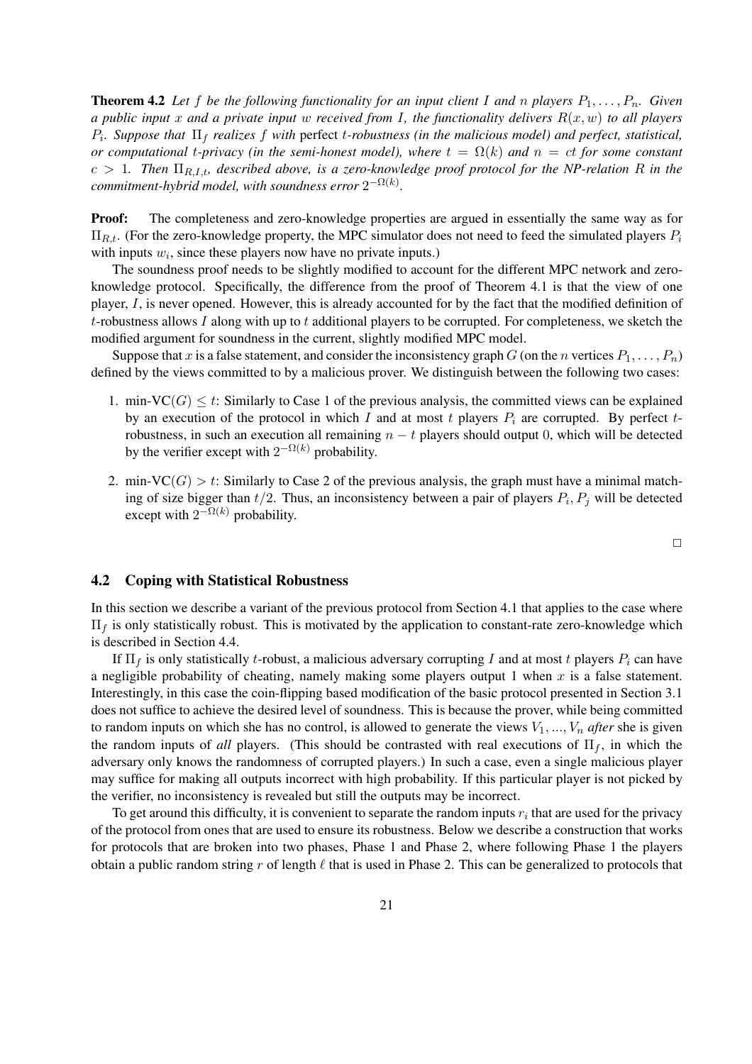**Theorem 4.2** *Let $f$ be the following functionality for an input client $I$ and $n$ players $P_1, \ldots, P_n$. Given a public input $x$ and a private input $w$ received from $I$, the functionality delivers $R(x, w)$ to all players $P_i$. Suppose that $\Pi_f$ realizes $f$ with* perfect *$t$-robustness (in the malicious model) and perfect, statistical, or computational $t$-privacy (in the semi-honest model), where $t = \Omega(k)$ and $n = ct$ for some constant $c > 1$. Then $\Pi_{R,I,t}$, described above, is a zero-knowledge proof protocol for the NP-relation $R$ in the commitment-hybrid model, with soundness error $2^{-\Omega(k)}$.*

**Proof:** The completeness and zero-knowledge properties are argued in essentially the same way as for $\Pi_{R,t}$. (For the zero-knowledge property, the MPC simulator does not need to feed the simulated players $P_i$ with inputs $w_i$, since these players now have no private inputs.)

The soundness proof needs to be slightly modified to account for the different MPC network and zero-knowledge protocol. Specifically, the difference from the proof of Theorem 4.1 is that the view of one player, $I$, is never opened. However, this is already accounted for by the fact that the modified definition of $t$-robustness allows $I$ along with up to $t$ additional players to be corrupted. For completeness, we sketch the modified argument for soundness in the current, slightly modified MPC model.

Suppose that $x$ is a false statement, and consider the inconsistency graph $G$ (on the $n$ vertices $P_1, \ldots, P_n$) defined by the views committed to by a malicious prover. We distinguish between the following two cases:

1. min-VC$(G) \leq t$: Similarly to Case 1 of the previous analysis, the committed views can be explained by an execution of the protocol in which $I$ and at most $t$ players $P_i$ are corrupted. By perfect $t$-robustness, in such an execution all remaining $n - t$ players should output 0, which will be detected by the verifier except with $2^{-\Omega(k)}$ probability.

2. min-VC$(G) > t$: Similarly to Case 2 of the previous analysis, the graph must have a minimal matching of size bigger than $t/2$. Thus, an inconsistency between a pair of players $P_i, P_j$ will be detected except with $2^{-\Omega(k)}$ probability.

□

## 4.2 Coping with Statistical Robustness

In this section we describe a variant of the previous protocol from Section 4.1 that applies to the case where $\Pi_f$ is only statistically robust. This is motivated by the application to constant-rate zero-knowledge which is described in Section 4.4.

If $\Pi_f$ is only statistically $t$-robust, a malicious adversary corrupting $I$ and at most $t$ players $P_i$ can have a negligible probability of cheating, namely making some players output 1 when $x$ is a false statement. Interestingly, in this case the coin-flipping based modification of the basic protocol presented in Section 3.1 does not suffice to achieve the desired level of soundness. This is because the prover, while being committed to random inputs on which she has no control, is allowed to generate the views $V_1, ..., V_n$ *after* she is given the random inputs of *all* players. (This should be contrasted with real executions of $\Pi_f$, in which the adversary only knows the randomness of corrupted players.) In such a case, even a single malicious player may suffice for making all outputs incorrect with high probability. If this particular player is not picked by the verifier, no inconsistency is revealed but still the outputs may be incorrect.

To get around this difficulty, it is convenient to separate the random inputs $r_i$ that are used for the privacy of the protocol from ones that are used to ensure its robustness. Below we describe a construction that works for protocols that are broken into two phases, Phase 1 and Phase 2, where following Phase 1 the players obtain a public random string $r$ of length $\ell$ that is used in Phase 2. This can be generalized to protocols that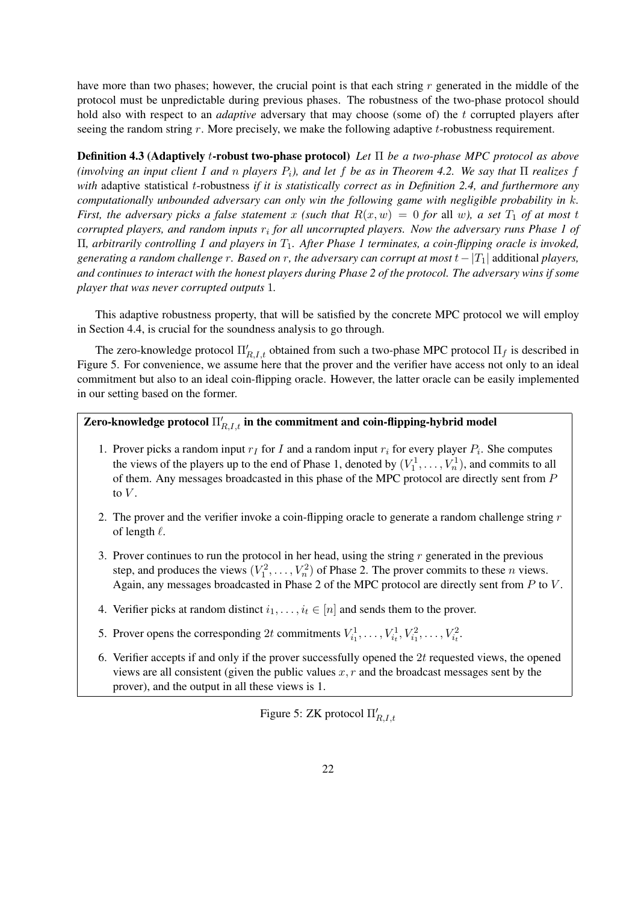have more than two phases; however, the crucial point is that each string $r$ generated in the middle of the protocol must be unpredictable during previous phases. The robustness of the two-phase protocol should hold also with respect to an *adaptive* adversary that may choose (some of) the $t$ corrupted players after seeing the random string $r$. More precisely, we make the following adaptive $t$-robustness requirement.

**Definition 4.3 (Adaptively $t$-robust two-phase protocol)** *Let $\Pi$ be a two-phase MPC protocol as above (involving an input client $I$ and $n$ players $P_i$), and let $f$ be as in Theorem 4.2. We say that $\Pi$ realizes $f$ with* adaptive statistical $t$-robustness *if it is statistically correct as in Definition 2.4, and furthermore any computationally unbounded adversary can only win the following game with negligible probability in $k$. First, the adversary picks a false statement $x$ (such that $R(x, w) = 0$ for* all *$w$), a set $T_1$ of at most $t$ corrupted players, and random inputs $r_i$ for all uncorrupted players. Now the adversary runs Phase 1 of $\Pi$, arbitrarily controlling $I$ and players in $T_1$. After Phase 1 terminates, a coin-flipping oracle is invoked, generating a random challenge $r$. Based on $r$, the adversary can corrupt at most $t - |T_1|$* additional *players, and continues to interact with the honest players during Phase 2 of the protocol. The adversary wins if some player that was never corrupted outputs 1.*

This adaptive robustness property, that will be satisfied by the concrete MPC protocol we will employ in Section 4.4, is crucial for the soundness analysis to go through.

The zero-knowledge protocol $\Pi'_{R,I,t}$ obtained from such a two-phase MPC protocol $\Pi_f$ is described in Figure 5. For convenience, we assume here that the prover and the verifier have access not only to an ideal commitment but also to an ideal coin-flipping oracle. However, the latter oracle can be easily implemented in our setting based on the former.

**Zero-knowledge protocol $\Pi'_{R,I,t}$ in the commitment and coin-flipping-hybrid model**

1. Prover picks a random input $r_I$ for $I$ and a random input $r_i$ for every player $P_i$. She computes the views of the players up to the end of Phase 1, denoted by $(V_1^1, \ldots, V_n^1)$, and commits to all of them. Any messages broadcasted in this phase of the MPC protocol are directly sent from $P$ to $V$.
2. The prover and the verifier invoke a coin-flipping oracle to generate a random challenge string $r$ of length $\ell$.
3. Prover continues to run the protocol in her head, using the string $r$ generated in the previous step, and produces the views $(V_1^2, \ldots, V_n^2)$ of Phase 2. The prover commits to these $n$ views. Again, any messages broadcasted in Phase 2 of the MPC protocol are directly sent from $P$ to $V$.
4. Verifier picks at random distinct $i_1, \ldots, i_t \in [n]$ and sends them to the prover.
5. Prover opens the corresponding $2t$ commitments $V_{i_1}^1, \ldots, V_{i_t}^1, V_{i_1}^2, \ldots, V_{i_t}^2$.
6. Verifier accepts if and only if the prover successfully opened the $2t$ requested views, the opened views are all consistent (given the public values $x, r$ and the broadcast messages sent by the prover), and the output in all these views is 1.

Figure 5: ZK protocol $\Pi'_{R,I,t}$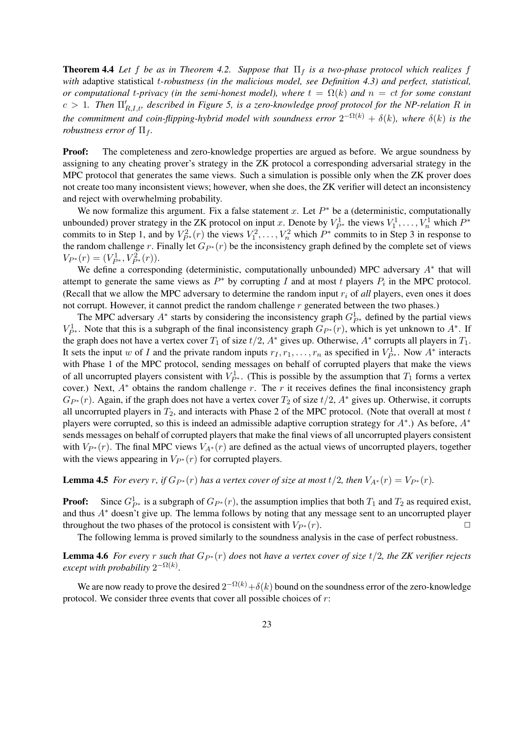**Theorem 4.4** *Let $f$ be as in Theorem 4.2. Suppose that $\Pi_f$ is a two-phase protocol which realizes $f$ with* adaptive statistical *$t$-robustness (in the malicious model, see Definition 4.3) and perfect, statistical, or computational $t$-privacy (in the semi-honest model), where $t = \Omega(k)$ and $n = ct$ for some constant $c > 1$. Then $\Pi'_{R,I,t}$, described in Figure 5, is a zero-knowledge proof protocol for the NP-relation $R$ in the commitment and coin-flipping-hybrid model with soundness error $2^{-\Omega(k)} + \delta(k)$, where $\delta(k)$ is the robustness error of $\Pi_f$.*

**Proof:** The completeness and zero-knowledge properties are argued as before. We argue soundness by assigning to any cheating prover's strategy in the ZK protocol a corresponding adversarial strategy in the MPC protocol that generates the same views. Such a simulation is possible only when the ZK prover does not create too many inconsistent views; however, when she does, the ZK verifier will detect an inconsistency and reject with overwhelming probability.

We now formalize this argument. Fix a false statement $x$. Let $P^*$ be a (deterministic, computationally unbounded) prover strategy in the ZK protocol on input $x$. Denote by $V^1_{P^*}$ the views $V^1_1, \ldots, V^1_n$ which $P^*$ commits to in Step 1, and by $V^2_{P^*}(r)$ the views $V^2_1, \ldots, V^2_n$ which $P^*$ commits to in Step 3 in response to the random challenge $r$. Finally let $G_{P^*}(r)$ be the inconsistency graph defined by the complete set of views $V_{P^*}(r) = (V^1_{P^*}, V^2_{P^*}(r))$.

We define a corresponding (deterministic, computationally unbounded) MPC adversary $A^*$ that will attempt to generate the same views as $P^*$ by corrupting $I$ and at most $t$ players $P_i$ in the MPC protocol. (Recall that we allow the MPC adversary to determine the random input $r_i$ of *all* players, even ones it does not corrupt. However, it cannot predict the random challenge $r$ generated between the two phases.)

The MPC adversary $A^*$ starts by considering the inconsistency graph $G^1_{P^*}$ defined by the partial views $V^1_{P^*}$. Note that this is a subgraph of the final inconsistency graph $G_{P^*}(r)$, which is yet unknown to $A^*$. If the graph does not have a vertex cover $T_1$ of size $t/2$, $A^*$ gives up. Otherwise, $A^*$ corrupts all players in $T_1$. It sets the input $w$ of $I$ and the private random inputs $r_I, r_1, \ldots, r_n$ as specified in $V^1_{P^*}$. Now $A^*$ interacts with Phase 1 of the MPC protocol, sending messages on behalf of corrupted players that make the views of all uncorrupted players consistent with $V^1_{P^*}$. (This is possible by the assumption that $T_1$ forms a vertex cover.) Next, $A^*$ obtains the random challenge $r$. The $r$ it receives defines the final inconsistency graph $G_{P^*}(r)$. Again, if the graph does not have a vertex cover $T_2$ of size $t/2$, $A^*$ gives up. Otherwise, it corrupts all uncorrupted players in $T_2$, and interacts with Phase 2 of the MPC protocol. (Note that overall at most $t$ players were corrupted, so this is indeed an admissible adaptive corruption strategy for $A^*$.) As before, $A^*$ sends messages on behalf of corrupted players that make the final views of all uncorrupted players consistent with $V_{P^*}(r)$. The final MPC views $V_{A^*}(r)$ are defined as the actual views of uncorrupted players, together with the views appearing in $V_{P^*}(r)$ for corrupted players.

**Lemma 4.5** *For every $r$, if $G_{P^*}(r)$ has a vertex cover of size at most $t/2$, then $V_{A^*}(r) = V_{P^*}(r)$.*

**Proof:** Since $G^1_{P^*}$ is a subgraph of $G_{P^*}(r)$, the assumption implies that both $T_1$ and $T_2$ as required exist, and thus $A^*$ doesn't give up. The lemma follows by noting that any message sent to an uncorrupted player throughout the two phases of the protocol is consistent with $V_{P^*}(r)$. □

The following lemma is proved similarly to the soundness analysis in the case of perfect robustness.

**Lemma 4.6** *For every $r$ such that $G_{P^*}(r)$ does* not *have a vertex cover of size $t/2$, the ZK verifier rejects except with probability $2^{-\Omega(k)}$.*

We are now ready to prove the desired $2^{-\Omega(k)} + \delta(k)$ bound on the soundness error of the zero-knowledge protocol. We consider three events that cover all possible choices of $r$: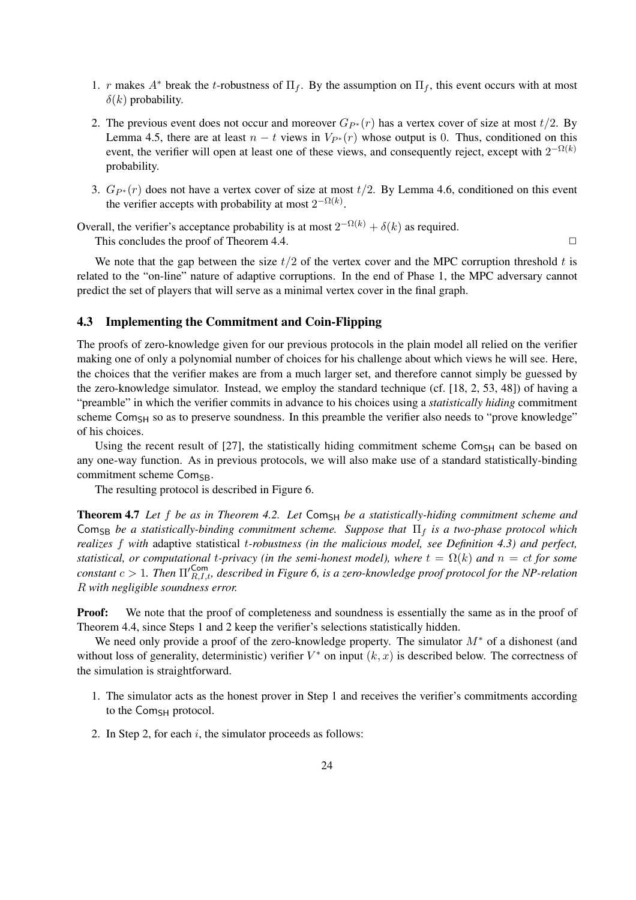1. $r$ makes $A^*$ break the $t$-robustness of $\Pi_f$. By the assumption on $\Pi_f$, this event occurs with at most $\delta(k)$ probability.

2. The previous event does not occur and moreover $G_{P^*}(r)$ has a vertex cover of size at most $t/2$. By Lemma 4.5, there are at least $n-t$ views in $V_{P^*}(r)$ whose output is 0. Thus, conditioned on this event, the verifier will open at least one of these views, and consequently reject, except with $2^{-\Omega(k)}$ probability.

3. $G_{P^*}(r)$ does not have a vertex cover of size at most $t/2$. By Lemma 4.6, conditioned on this event the verifier accepts with probability at most $2^{-\Omega(k)}$.

Overall, the verifier's acceptance probability is at most $2^{-\Omega(k)} + \delta(k)$ as required.

This concludes the proof of Theorem 4.4. □

We note that the gap between the size $t/2$ of the vertex cover and the MPC corruption threshold $t$ is related to the "on-line" nature of adaptive corruptions. In the end of Phase 1, the MPC adversary cannot predict the set of players that will serve as a minimal vertex cover in the final graph.

### 4.3 Implementing the Commitment and Coin-Flipping

The proofs of zero-knowledge given for our previous protocols in the plain model all relied on the verifier making one of only a polynomial number of choices for his challenge about which views he will see. Here, the choices that the verifier makes are from a much larger set, and therefore cannot simply be guessed by the zero-knowledge simulator. Instead, we employ the standard technique (cf. [18, 2, 53, 48]) of having a "preamble" in which the verifier commits in advance to his choices using a *statistically hiding* commitment scheme $\mathsf{Com}_{\mathsf{SH}}$ so as to preserve soundness. In this preamble the verifier also needs to "prove knowledge" of his choices.

Using the recent result of [27], the statistically hiding commitment scheme $\mathsf{Com}_{\mathsf{SH}}$ can be based on any one-way function. As in previous protocols, we will also make use of a standard statistically-binding commitment scheme $\mathsf{Com}_{\mathsf{SB}}$.

The resulting protocol is described in Figure 6.

**Theorem 4.7** *Let $f$ be as in Theorem 4.2. Let $\mathsf{Com}_{\mathsf{SH}}$ be a statistically-hiding commitment scheme and $\mathsf{Com}_{\mathsf{SB}}$ be a statistically-binding commitment scheme. Suppose that $\Pi_f$ is a two-phase protocol which realizes $f$ with* adaptive *statistical $t$-robustness (in the malicious model, see Definition 4.3) and perfect, statistical, or computational $t$-privacy (in the semi-honest model), where $t = \Omega(k)$ and $n = ct$ for some constant $c > 1$. Then ${\Pi'}^{\mathsf{Com}}_{R,I,t}$, described in Figure 6, is a zero-knowledge proof protocol for the NP-relation $R$ with negligible soundness error.*

**Proof:** We note that the proof of completeness and soundness is essentially the same as in the proof of Theorem 4.4, since Steps 1 and 2 keep the verifier's selections statistically hidden.

We need only provide a proof of the zero-knowledge property. The simulator $M^*$ of a dishonest (and without loss of generality, deterministic) verifier $V^*$ on input $(k, x)$ is described below. The correctness of the simulation is straightforward.

1. The simulator acts as the honest prover in Step 1 and receives the verifier's commitments according to the $\mathsf{Com}_{\mathsf{SH}}$ protocol.

2. In Step 2, for each $i$, the simulator proceeds as follows: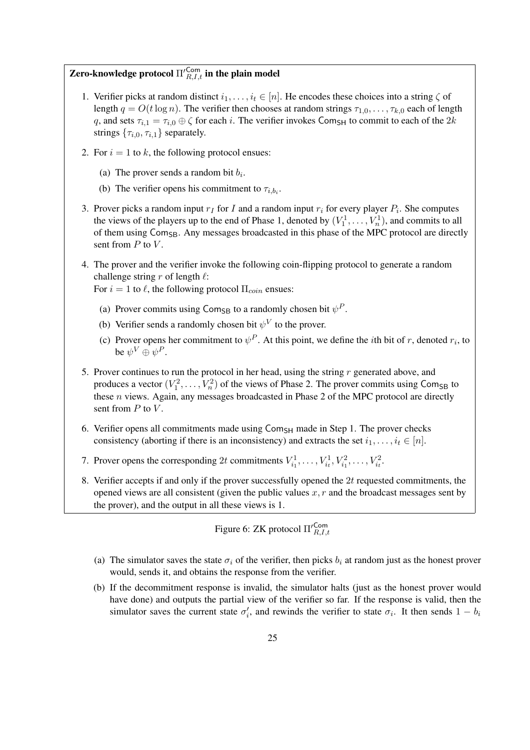**Zero-knowledge protocol $\Pi'^{\mathsf{Com}}_{R,I,t}$ in the plain model**

1. Verifier picks at random distinct $i_1, \ldots, i_t \in [n]$. He encodes these choices into a string $\zeta$ of length $q = O(t \log n)$. The verifier then chooses at random strings $\tau_{1,0}, \ldots, \tau_{k,0}$ each of length $q$, and sets $\tau_{i,1} = \tau_{i,0} \oplus \zeta$ for each $i$. The verifier invokes $\mathsf{Com}_{\mathsf{SH}}$ to commit to each of the $2k$ strings $\{\tau_{i,0}, \tau_{i,1}\}$ separately.

2. For $i = 1$ to $k$, the following protocol ensues:

   (a) The prover sends a random bit $b_i$.

   (b) The verifier opens his commitment to $\tau_{i,b_i}$.

3. Prover picks a random input $r_I$ for $I$ and a random input $r_i$ for every player $P_i$. She computes the views of the players up to the end of Phase 1, denoted by $(V_1^1, \ldots, V_n^1)$, and commits to all of them using $\mathsf{Com}_{\mathsf{SB}}$. Any messages broadcasted in this phase of the MPC protocol are directly sent from $P$ to $V$.

4. The prover and the verifier invoke the following coin-flipping protocol to generate a random challenge string $r$ of length $\ell$:
   For $i = 1$ to $\ell$, the following protocol $\Pi_{coin}$ ensues:

   (a) Prover commits using $\mathsf{Com}_{\mathsf{SB}}$ to a randomly chosen bit $\psi^P$.

   (b) Verifier sends a randomly chosen bit $\psi^V$ to the prover.

   (c) Prover opens her commitment to $\psi^P$. At this point, we define the $i$th bit of $r$, denoted $r_i$, to be $\psi^V \oplus \psi^P$.

5. Prover continues to run the protocol in her head, using the string $r$ generated above, and produces a vector $(V_1^2, \ldots, V_n^2)$ of the views of Phase 2. The prover commits using $\mathsf{Com}_{\mathsf{SB}}$ to these $n$ views. Again, any messages broadcasted in Phase 2 of the MPC protocol are directly sent from $P$ to $V$.

6. Verifier opens all commitments made using $\mathsf{Com}_{\mathsf{SH}}$ made in Step 1. The prover checks consistency (aborting if there is an inconsistency) and extracts the set $i_1, \ldots, i_t \in [n]$.

7. Prover opens the corresponding $2t$ commitments $V_{i_1}^1, \ldots, V_{i_t}^1, V_{i_1}^2, \ldots, V_{i_t}^2$.

8. Verifier accepts if and only if the prover successfully opened the $2t$ requested commitments, the opened views are all consistent (given the public values $x, r$ and the broadcast messages sent by the prover), and the output in all these views is 1.

Figure 6: ZK protocol $\Pi'^{\mathsf{Com}}_{R,I,t}$

(a) The simulator saves the state $\sigma_i$ of the verifier, then picks $b_i$ at random just as the honest prover would, sends it, and obtains the response from the verifier.

(b) If the decommitment response is invalid, the simulator halts (just as the honest prover would have done) and outputs the partial view of the verifier so far. If the response is valid, then the simulator saves the current state $\sigma_i'$, and rewinds the verifier to state $\sigma_i$. It then sends $1 - b_i$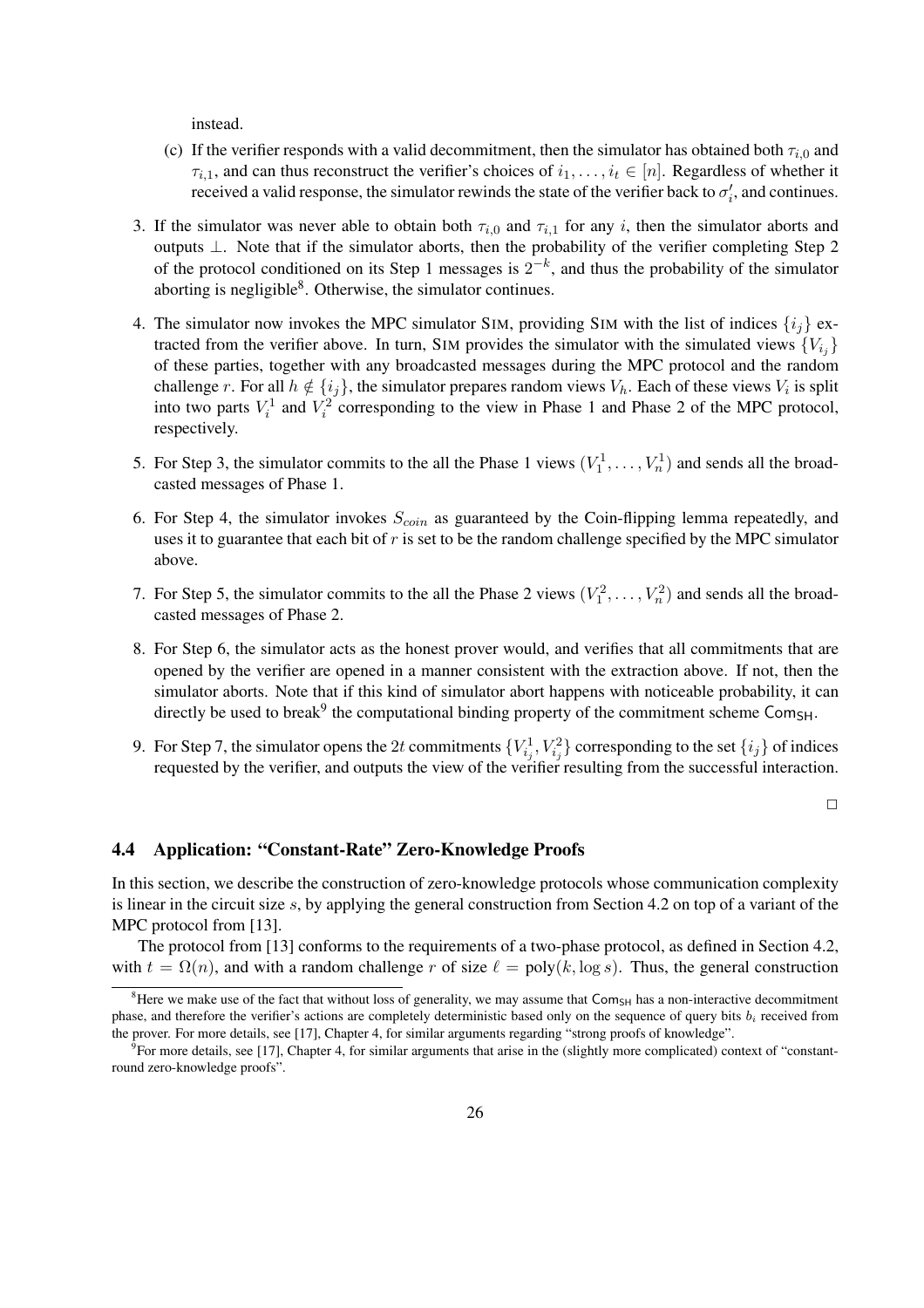instead.

(c) If the verifier responds with a valid decommitment, then the simulator has obtained both $\tau_{i,0}$ and $\tau_{i,1}$, and can thus reconstruct the verifier's choices of $i_1, \ldots, i_t \in [n]$. Regardless of whether it received a valid response, the simulator rewinds the state of the verifier back to $\sigma_i'$, and continues.

3. If the simulator was never able to obtain both $\tau_{i,0}$ and $\tau_{i,1}$ for any $i$, then the simulator aborts and outputs $\perp$. Note that if the simulator aborts, then the probability of the verifier completing Step 2 of the protocol conditioned on its Step 1 messages is $2^{-k}$, and thus the probability of the simulator aborting is negligible[8]. Otherwise, the simulator continues.

4. The simulator now invokes the MPC simulator SIM, providing SIM with the list of indices $\{i_j\}$ extracted from the verifier above. In turn, SIM provides the simulator with the simulated views $\{V_{i_j}\}$ of these parties, together with any broadcasted messages during the MPC protocol and the random challenge $r$. For all $h \notin \{i_j\}$, the simulator prepares random views $V_h$. Each of these views $V_i$ is split into two parts $V_i^1$ and $V_i^2$ corresponding to the view in Phase 1 and Phase 2 of the MPC protocol, respectively.

5. For Step 3, the simulator commits to the all the Phase 1 views $(V_1^1, \ldots, V_n^1)$ and sends all the broadcasted messages of Phase 1.

6. For Step 4, the simulator invokes $S_{coin}$ as guaranteed by the Coin-flipping lemma repeatedly, and uses it to guarantee that each bit of $r$ is set to be the random challenge specified by the MPC simulator above.

7. For Step 5, the simulator commits to the all the Phase 2 views $(V_1^2, \ldots, V_n^2)$ and sends all the broadcasted messages of Phase 2.

8. For Step 6, the simulator acts as the honest prover would, and verifies that all commitments that are opened by the verifier are opened in a manner consistent with the extraction above. If not, then the simulator aborts. Note that if this kind of simulator abort happens with noticeable probability, it can directly be used to break[9] the computational binding property of the commitment scheme $\mathsf{Com}_{\mathsf{SH}}$.

9. For Step 7, the simulator opens the $2t$ commitments $\{V_{i_j}^1, V_{i_j}^2\}$ corresponding to the set $\{i_j\}$ of indices requested by the verifier, and outputs the view of the verifier resulting from the successful interaction.

□

### 4.4 Application: "Constant-Rate" Zero-Knowledge Proofs

In this section, we describe the construction of zero-knowledge protocols whose communication complexity is linear in the circuit size $s$, by applying the general construction from Section 4.2 on top of a variant of the MPC protocol from [13].

The protocol from [13] conforms to the requirements of a two-phase protocol, as defined in Section 4.2, with $t = \Omega(n)$, and with a random challenge $r$ of size $\ell = \text{poly}(k, \log s)$. Thus, the general construction

[8] Here we make use of the fact that without loss of generality, we may assume that $\mathsf{Com}_{\mathsf{SH}}$ has a non-interactive decommitment phase, and therefore the verifier's actions are completely deterministic based only on the sequence of query bits $b_i$ received from the prover. For more details, see [17], Chapter 4, for similar arguments regarding "strong proofs of knowledge".

[9] For more details, see [17], Chapter 4, for similar arguments that arise in the (slightly more complicated) context of "constant-round zero-knowledge proofs".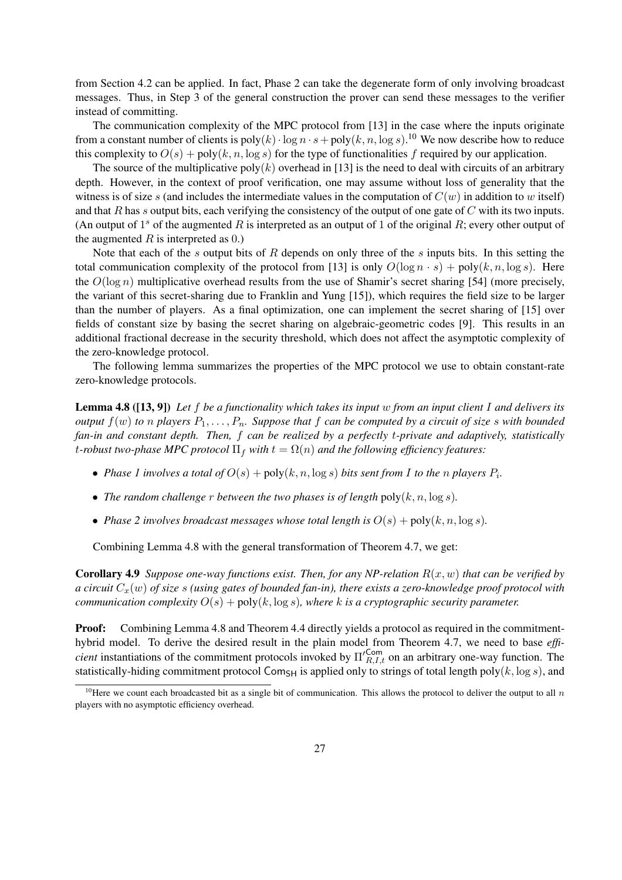from Section 4.2 can be applied. In fact, Phase 2 can take the degenerate form of only involving broadcast messages. Thus, in Step 3 of the general construction the prover can send these messages to the verifier instead of committing.

The communication complexity of the MPC protocol from [13] in the case where the inputs originate from a constant number of clients is $\text{poly}(k) \cdot \log n \cdot s + \text{poly}(k, n, \log s)$.[10] We now describe how to reduce this complexity to $O(s) + \text{poly}(k, n, \log s)$ for the type of functionalities $f$ required by our application.

The source of the multiplicative $\text{poly}(k)$ overhead in [13] is the need to deal with circuits of an arbitrary depth. However, in the context of proof verification, one may assume without loss of generality that the witness is of size $s$ (and includes the intermediate values in the computation of $C(w)$ in addition to $w$ itself) and that $R$ has $s$ output bits, each verifying the consistency of the output of one gate of $C$ with its two inputs. (An output of $1^s$ of the augmented $R$ is interpreted as an output of 1 of the original $R$; every other output of the augmented $R$ is interpreted as 0.)

Note that each of the $s$ output bits of $R$ depends on only three of the $s$ inputs bits. In this setting the total communication complexity of the protocol from [13] is only $O(\log n \cdot s) + \text{poly}(k, n, \log s)$. Here the $O(\log n)$ multiplicative overhead results from the use of Shamir's secret sharing [54] (more precisely, the variant of this secret-sharing due to Franklin and Yung [15]), which requires the field size to be larger than the number of players. As a final optimization, one can implement the secret sharing of [15] over fields of constant size by basing the secret sharing on algebraic-geometric codes [9]. This results in an additional fractional decrease in the security threshold, which does not affect the asymptotic complexity of the zero-knowledge protocol.

The following lemma summarizes the properties of the MPC protocol we use to obtain constant-rate zero-knowledge protocols.

**Lemma 4.8 ([13, 9])** *Let $f$ be a functionality which takes its input $w$ from an input client $I$ and delivers its output $f(w)$ to $n$ players $P_1, \ldots, P_n$. Suppose that $f$ can be computed by a circuit of size $s$ with bounded fan-in and constant depth. Then, $f$ can be realized by a perfectly $t$-private and adaptively, statistically $t$-robust two-phase MPC protocol $\Pi_f$ with $t = \Omega(n)$ and the following efficiency features:*

- *Phase 1 involves a total of $O(s) + \text{poly}(k, n, \log s)$ bits sent from $I$ to the $n$ players $P_i$.*
- *The random challenge $r$ between the two phases is of length $\text{poly}(k, n, \log s)$.*
- *Phase 2 involves broadcast messages whose total length is $O(s) + \text{poly}(k, n, \log s)$.*

Combining Lemma 4.8 with the general transformation of Theorem 4.7, we get:

**Corollary 4.9** *Suppose one-way functions exist. Then, for any NP-relation $R(x, w)$ that can be verified by a circuit $C_x(w)$ of size $s$ (using gates of bounded fan-in), there exists a zero-knowledge proof protocol with communication complexity $O(s) + \text{poly}(k, \log s)$, where $k$ is a cryptographic security parameter.*

**Proof:** Combining Lemma 4.8 and Theorem 4.4 directly yields a protocol as required in the commitment-hybrid model. To derive the desired result in the plain model from Theorem 4.7, we need to base *efficient* instantiations of the commitment protocols invoked by $\Pi'^{\mathsf{Com}}_{R,I,t}$ on an arbitrary one-way function. The statistically-hiding commitment protocol $\mathsf{Com}_{\mathsf{SH}}$ is applied only to strings of total length $\text{poly}(k, \log s)$, and

[10] Here we count each broadcasted bit as a single bit of communication. This allows the protocol to deliver the output to all $n$ players with no asymptotic efficiency overhead.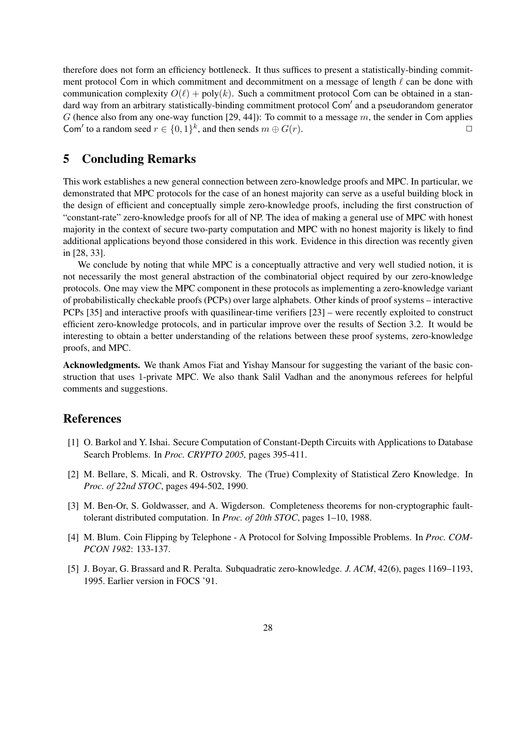therefore does not form an efficiency bottleneck. It thus suffices to present a statistically-binding commitment protocol Com in which commitment and decommitment on a message of length $\ell$ can be done with communication complexity $O(\ell) + \text{poly}(k)$. Such a commitment protocol Com can be obtained in a standard way from an arbitrary statistically-binding commitment protocol Com′ and a pseudorandom generator $G$ (hence also from any one-way function [29, 44]): To commit to a message $m$, the sender in Com applies Com′ to a random seed $r \in \{0,1\}^k$, and then sends $m \oplus G(r)$. □

## 5 Concluding Remarks

This work establishes a new general connection between zero-knowledge proofs and MPC. In particular, we demonstrated that MPC protocols for the case of an honest majority can serve as a useful building block in the design of efficient and conceptually simple zero-knowledge proofs, including the first construction of "constant-rate" zero-knowledge proofs for all of NP. The idea of making a general use of MPC with honest majority in the context of secure two-party computation and MPC with no honest majority is likely to find additional applications beyond those considered in this work. Evidence in this direction was recently given in [28, 33].

We conclude by noting that while MPC is a conceptually attractive and very well studied notion, it is not necessarily the most general abstraction of the combinatorial object required by our zero-knowledge protocols. One may view the MPC component in these protocols as implementing a zero-knowledge variant of probabilistically checkable proofs (PCPs) over large alphabets. Other kinds of proof systems – interactive PCPs [35] and interactive proofs with quasilinear-time verifiers [23] – were recently exploited to construct efficient zero-knowledge protocols, and in particular improve over the results of Section 3.2. It would be interesting to obtain a better understanding of the relations between these proof systems, zero-knowledge proofs, and MPC.

**Acknowledgments.** We thank Amos Fiat and Yishay Mansour for suggesting the variant of the basic construction that uses 1-private MPC. We also thank Salil Vadhan and the anonymous referees for helpful comments and suggestions.

## References

[1] O. Barkol and Y. Ishai. Secure Computation of Constant-Depth Circuits with Applications to Database Search Problems. In *Proc. CRYPTO 2005,* pages 395-411.

[2] M. Bellare, S. Micali, and R. Ostrovsky. The (True) Complexity of Statistical Zero Knowledge. In *Proc. of 22nd STOC*, pages 494-502, 1990.

[3] M. Ben-Or, S. Goldwasser, and A. Wigderson. Completeness theorems for non-cryptographic fault-tolerant distributed computation. In *Proc. of 20th STOC*, pages 1–10, 1988.

[4] M. Blum. Coin Flipping by Telephone - A Protocol for Solving Impossible Problems. In *Proc. COMPCON 1982*: 133-137.

[5] J. Boyar, G. Brassard and R. Peralta. Subquadratic zero-knowledge. *J. ACM*, 42(6), pages 1169–1193, 1995. Earlier version in FOCS '91.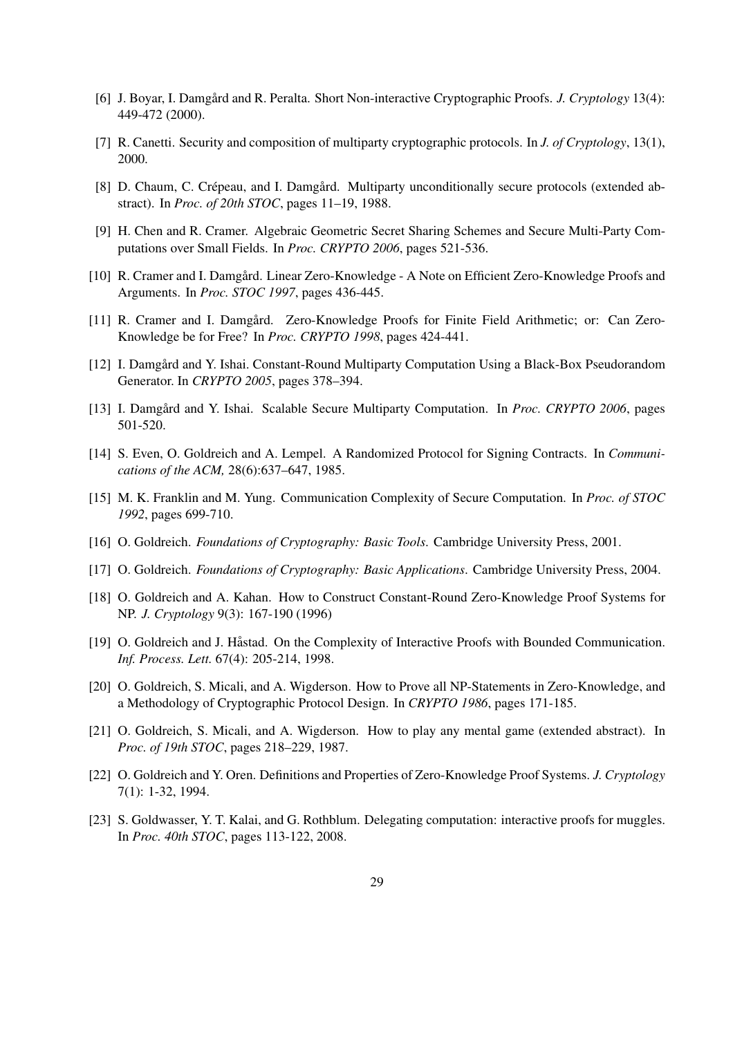[6] J. Boyar, I. Damgård and R. Peralta. Short Non-interactive Cryptographic Proofs. *J. Cryptology* 13(4): 449-472 (2000).

[7] R. Canetti. Security and composition of multiparty cryptographic protocols. In *J. of Cryptology*, 13(1), 2000.

[8] D. Chaum, C. Crépeau, and I. Damgård. Multiparty unconditionally secure protocols (extended abstract). In *Proc. of 20th STOC*, pages 11–19, 1988.

[9] H. Chen and R. Cramer. Algebraic Geometric Secret Sharing Schemes and Secure Multi-Party Computations over Small Fields. In *Proc. CRYPTO 2006*, pages 521-536.

[10] R. Cramer and I. Damgård. Linear Zero-Knowledge - A Note on Efficient Zero-Knowledge Proofs and Arguments. In *Proc. STOC 1997*, pages 436-445.

[11] R. Cramer and I. Damgård. Zero-Knowledge Proofs for Finite Field Arithmetic; or: Can Zero-Knowledge be for Free? In *Proc. CRYPTO 1998*, pages 424-441.

[12] I. Damgård and Y. Ishai. Constant-Round Multiparty Computation Using a Black-Box Pseudorandom Generator. In *CRYPTO 2005*, pages 378–394.

[13] I. Damgård and Y. Ishai. Scalable Secure Multiparty Computation. In *Proc. CRYPTO 2006*, pages 501-520.

[14] S. Even, O. Goldreich and A. Lempel. A Randomized Protocol for Signing Contracts. In *Communications of the ACM,* 28(6):637–647, 1985.

[15] M. K. Franklin and M. Yung. Communication Complexity of Secure Computation. In *Proc. of STOC 1992*, pages 699-710.

[16] O. Goldreich. *Foundations of Cryptography: Basic Tools*. Cambridge University Press, 2001.

[17] O. Goldreich. *Foundations of Cryptography: Basic Applications*. Cambridge University Press, 2004.

[18] O. Goldreich and A. Kahan. How to Construct Constant-Round Zero-Knowledge Proof Systems for NP. *J. Cryptology* 9(3): 167-190 (1996)

[19] O. Goldreich and J. Håstad. On the Complexity of Interactive Proofs with Bounded Communication. *Inf. Process. Lett.* 67(4): 205-214, 1998.

[20] O. Goldreich, S. Micali, and A. Wigderson. How to Prove all NP-Statements in Zero-Knowledge, and a Methodology of Cryptographic Protocol Design. In *CRYPTO 1986*, pages 171-185.

[21] O. Goldreich, S. Micali, and A. Wigderson. How to play any mental game (extended abstract). In *Proc. of 19th STOC*, pages 218–229, 1987.

[22] O. Goldreich and Y. Oren. Definitions and Properties of Zero-Knowledge Proof Systems. *J. Cryptology* 7(1): 1-32, 1994.

[23] S. Goldwasser, Y. T. Kalai, and G. Rothblum. Delegating computation: interactive proofs for muggles. In *Proc. 40th STOC*, pages 113-122, 2008.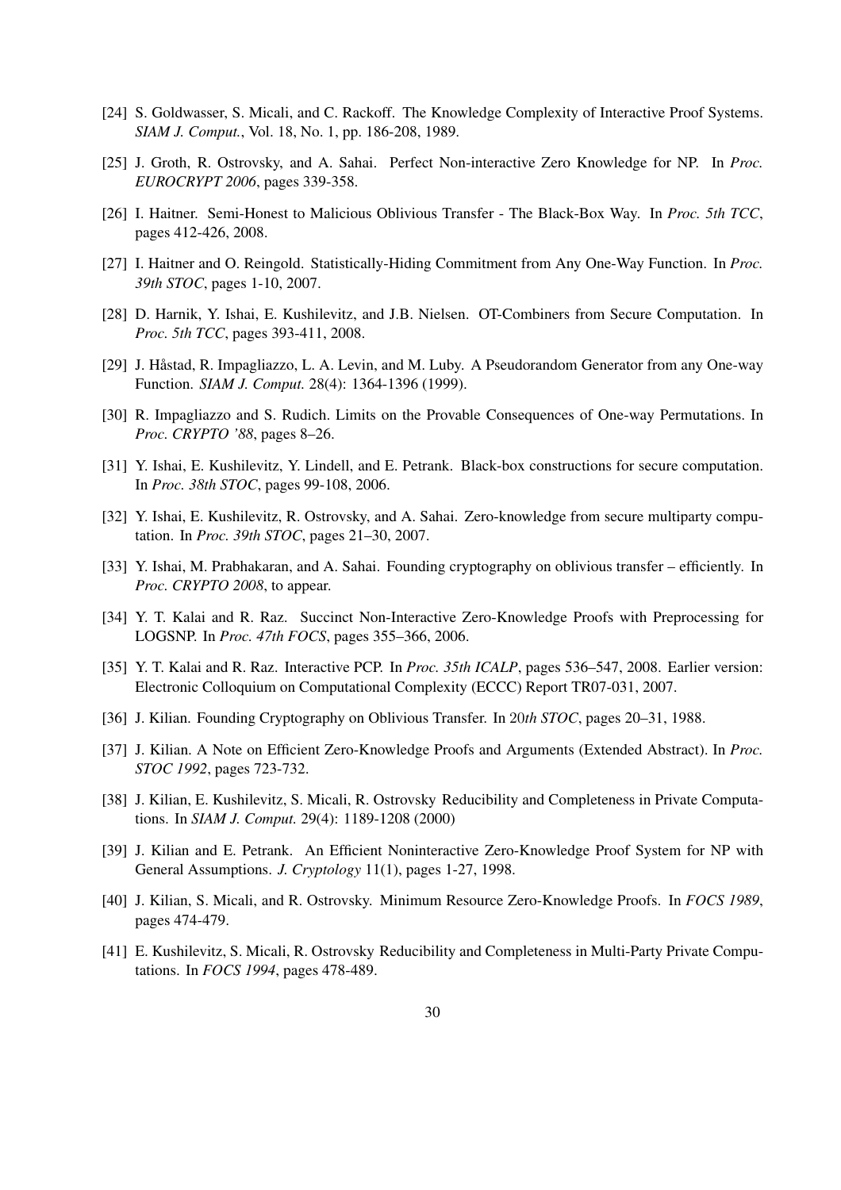[24] S. Goldwasser, S. Micali, and C. Rackoff. The Knowledge Complexity of Interactive Proof Systems. *SIAM J. Comput.*, Vol. 18, No. 1, pp. 186-208, 1989.

[25] J. Groth, R. Ostrovsky, and A. Sahai. Perfect Non-interactive Zero Knowledge for NP. In *Proc. EUROCRYPT 2006*, pages 339-358.

[26] I. Haitner. Semi-Honest to Malicious Oblivious Transfer - The Black-Box Way. In *Proc. 5th TCC*, pages 412-426, 2008.

[27] I. Haitner and O. Reingold. Statistically-Hiding Commitment from Any One-Way Function. In *Proc. 39th STOC*, pages 1-10, 2007.

[28] D. Harnik, Y. Ishai, E. Kushilevitz, and J.B. Nielsen. OT-Combiners from Secure Computation. In *Proc. 5th TCC*, pages 393-411, 2008.

[29] J. Håstad, R. Impagliazzo, L. A. Levin, and M. Luby. A Pseudorandom Generator from any One-way Function. *SIAM J. Comput.* 28(4): 1364-1396 (1999).

[30] R. Impagliazzo and S. Rudich. Limits on the Provable Consequences of One-way Permutations. In *Proc. CRYPTO '88*, pages 8–26.

[31] Y. Ishai, E. Kushilevitz, Y. Lindell, and E. Petrank. Black-box constructions for secure computation. In *Proc. 38th STOC*, pages 99-108, 2006.

[32] Y. Ishai, E. Kushilevitz, R. Ostrovsky, and A. Sahai. Zero-knowledge from secure multiparty computation. In *Proc. 39th STOC*, pages 21–30, 2007.

[33] Y. Ishai, M. Prabhakaran, and A. Sahai. Founding cryptography on oblivious transfer – efficiently. In *Proc. CRYPTO 2008*, to appear.

[34] Y. T. Kalai and R. Raz. Succinct Non-Interactive Zero-Knowledge Proofs with Preprocessing for LOGSNP. In *Proc. 47th FOCS*, pages 355–366, 2006.

[35] Y. T. Kalai and R. Raz. Interactive PCP. In *Proc. 35th ICALP*, pages 536–547, 2008. Earlier version: Electronic Colloquium on Computational Complexity (ECCC) Report TR07-031, 2007.

[36] J. Kilian. Founding Cryptography on Oblivious Transfer. In 20*th STOC*, pages 20–31, 1988.

[37] J. Kilian. A Note on Efficient Zero-Knowledge Proofs and Arguments (Extended Abstract). In *Proc. STOC 1992*, pages 723-732.

[38] J. Kilian, E. Kushilevitz, S. Micali, R. Ostrovsky Reducibility and Completeness in Private Computations. In *SIAM J. Comput.* 29(4): 1189-1208 (2000)

[39] J. Kilian and E. Petrank. An Efficient Noninteractive Zero-Knowledge Proof System for NP with General Assumptions. *J. Cryptology* 11(1), pages 1-27, 1998.

[40] J. Kilian, S. Micali, and R. Ostrovsky. Minimum Resource Zero-Knowledge Proofs. In *FOCS 1989*, pages 474-479.

[41] E. Kushilevitz, S. Micali, R. Ostrovsky Reducibility and Completeness in Multi-Party Private Computations. In *FOCS 1994*, pages 478-489.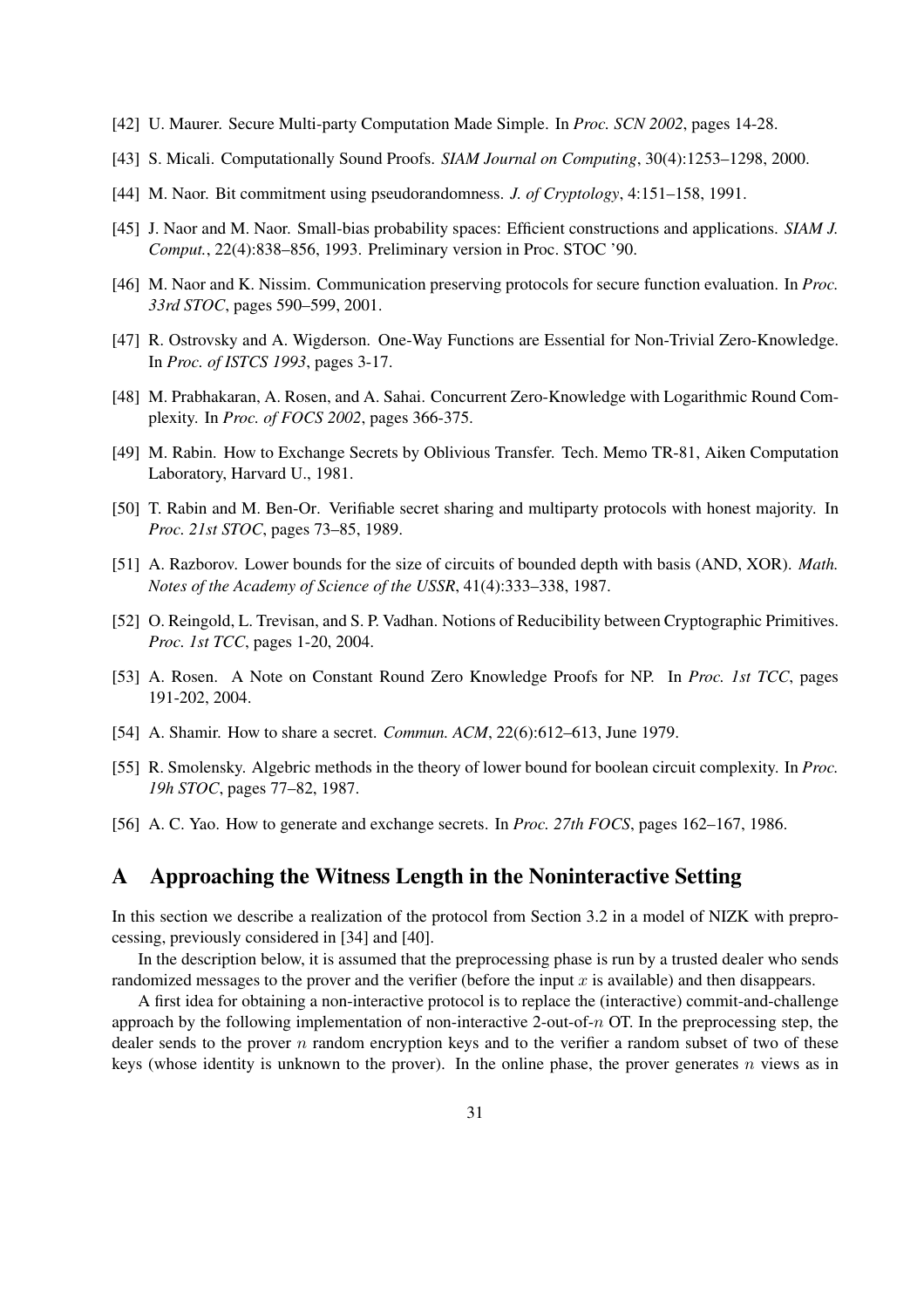[42] U. Maurer. Secure Multi-party Computation Made Simple. In *Proc. SCN 2002*, pages 14-28.

[43] S. Micali. Computationally Sound Proofs. *SIAM Journal on Computing*, 30(4):1253–1298, 2000.

[44] M. Naor. Bit commitment using pseudorandomness. *J. of Cryptology*, 4:151–158, 1991.

[45] J. Naor and M. Naor. Small-bias probability spaces: Efficient constructions and applications. *SIAM J. Comput.*, 22(4):838–856, 1993. Preliminary version in Proc. STOC '90.

[46] M. Naor and K. Nissim. Communication preserving protocols for secure function evaluation. In *Proc. 33rd STOC*, pages 590–599, 2001.

[47] R. Ostrovsky and A. Wigderson. One-Way Functions are Essential for Non-Trivial Zero-Knowledge. In *Proc. of ISTCS 1993*, pages 3-17.

[48] M. Prabhakaran, A. Rosen, and A. Sahai. Concurrent Zero-Knowledge with Logarithmic Round Complexity. In *Proc. of FOCS 2002*, pages 366-375.

[49] M. Rabin. How to Exchange Secrets by Oblivious Transfer. Tech. Memo TR-81, Aiken Computation Laboratory, Harvard U., 1981.

[50] T. Rabin and M. Ben-Or. Verifiable secret sharing and multiparty protocols with honest majority. In *Proc. 21st STOC*, pages 73–85, 1989.

[51] A. Razborov. Lower bounds for the size of circuits of bounded depth with basis (AND, XOR). *Math. Notes of the Academy of Science of the USSR*, 41(4):333–338, 1987.

[52] O. Reingold, L. Trevisan, and S. P. Vadhan. Notions of Reducibility between Cryptographic Primitives. *Proc. 1st TCC*, pages 1-20, 2004.

[53] A. Rosen. A Note on Constant Round Zero Knowledge Proofs for NP. In *Proc. 1st TCC*, pages 191-202, 2004.

[54] A. Shamir. How to share a secret. *Commun. ACM*, 22(6):612–613, June 1979.

[55] R. Smolensky. Algebric methods in the theory of lower bound for boolean circuit complexity. In *Proc. 19h STOC*, pages 77–82, 1987.

[56] A. C. Yao. How to generate and exchange secrets. In *Proc. 27th FOCS*, pages 162–167, 1986.

# A Approaching the Witness Length in the Noninteractive Setting

In this section we describe a realization of the protocol from Section 3.2 in a model of NIZK with preprocessing, previously considered in [34] and [40].

In the description below, it is assumed that the preprocessing phase is run by a trusted dealer who sends randomized messages to the prover and the verifier (before the input $x$ is available) and then disappears.

A first idea for obtaining a non-interactive protocol is to replace the (interactive) commit-and-challenge approach by the following implementation of non-interactive 2-out-of-$n$ OT. In the preprocessing step, the dealer sends to the prover $n$ random encryption keys and to the verifier a random subset of two of these keys (whose identity is unknown to the prover). In the online phase, the prover generates $n$ views as in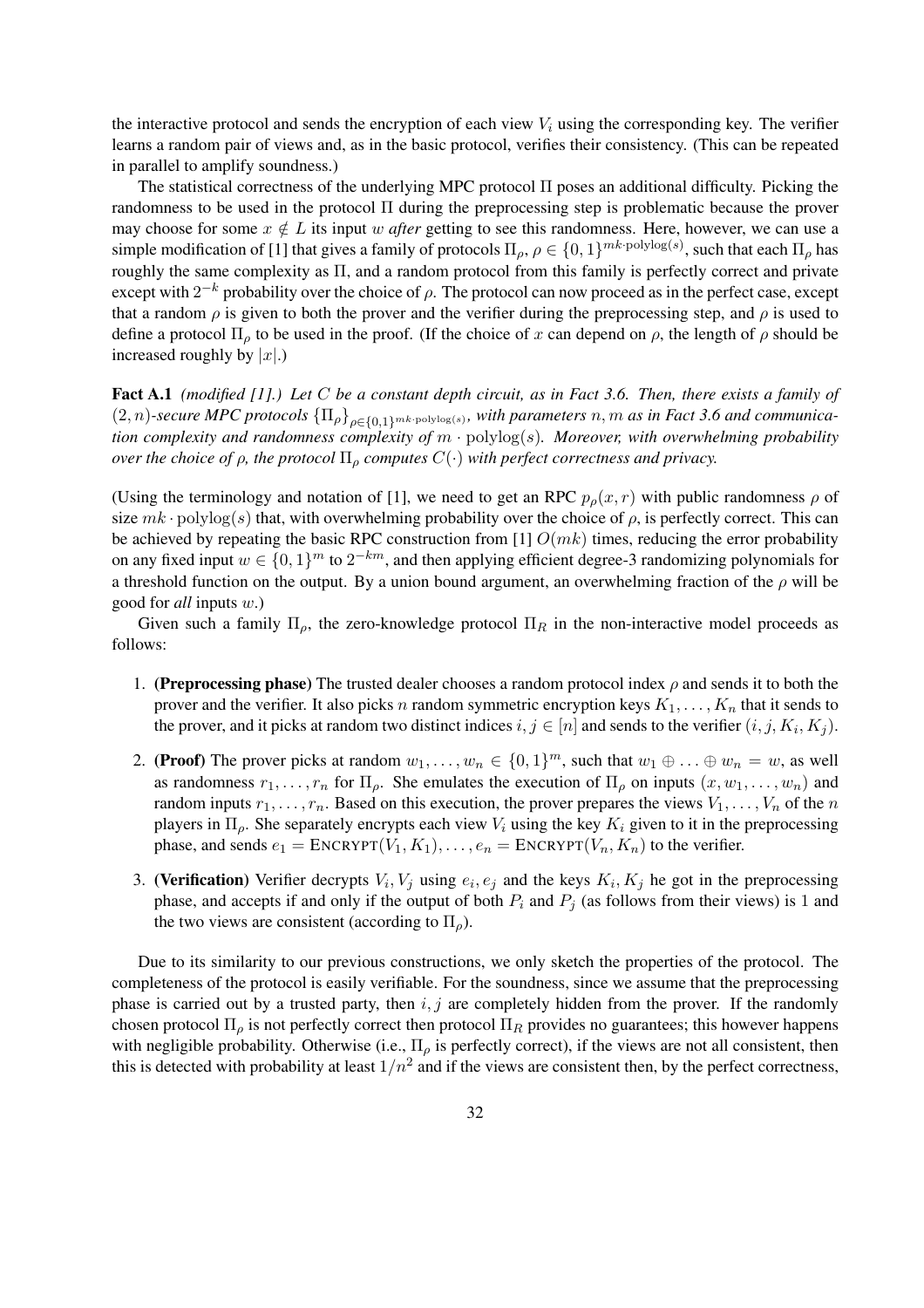the interactive protocol and sends the encryption of each view $V_i$ using the corresponding key. The verifier learns a random pair of views and, as in the basic protocol, verifies their consistency. (This can be repeated in parallel to amplify soundness.)

The statistical correctness of the underlying MPC protocol $\Pi$ poses an additional difficulty. Picking the randomness to be used in the protocol $\Pi$ during the preprocessing step is problematic because the prover may choose for some $x \notin L$ its input $w$ *after* getting to see this randomness. Here, however, we can use a simple modification of [1] that gives a family of protocols $\Pi_\rho$, $\rho \in \{0,1\}^{mk \cdot \mathrm{polylog}(s)}$, such that each $\Pi_\rho$ has roughly the same complexity as $\Pi$, and a random protocol from this family is perfectly correct and private except with $2^{-k}$ probability over the choice of $\rho$. The protocol can now proceed as in the perfect case, except that a random $\rho$ is given to both the prover and the verifier during the preprocessing step, and $\rho$ is used to define a protocol $\Pi_\rho$ to be used in the proof. (If the choice of $x$ can depend on $\rho$, the length of $\rho$ should be increased roughly by $|x|$.)

**Fact A.1** *(modified [1].) Let $C$ be a constant depth circuit, as in Fact 3.6. Then, there exists a family of $(2,n)$-secure MPC protocols $\{\Pi_\rho\}_{\rho \in \{0,1\}^{mk \cdot \mathrm{polylog}(s)}}$, with parameters $n, m$ as in Fact 3.6 and communication complexity and randomness complexity of $m \cdot \mathrm{polylog}(s)$. Moreover, with overwhelming probability over the choice of $\rho$, the protocol $\Pi_\rho$ computes $C(\cdot)$ with perfect correctness and privacy.*

(Using the terminology and notation of [1], we need to get an RPC $p_\rho(x,r)$ with public randomness $\rho$ of size $mk \cdot \mathrm{polylog}(s)$ that, with overwhelming probability over the choice of $\rho$, is perfectly correct. This can be achieved by repeating the basic RPC construction from [1] $O(mk)$ times, reducing the error probability on any fixed input $w \in \{0,1\}^m$ to $2^{-km}$, and then applying efficient degree-3 randomizing polynomials for a threshold function on the output. By a union bound argument, an overwhelming fraction of the $\rho$ will be good for *all* inputs $w$.)

Given such a family $\Pi_\rho$, the zero-knowledge protocol $\Pi_R$ in the non-interactive model proceeds as follows:

1. **(Preprocessing phase)** The trusted dealer chooses a random protocol index $\rho$ and sends it to both the prover and the verifier. It also picks $n$ random symmetric encryption keys $K_1, \ldots, K_n$ that it sends to the prover, and it picks at random two distinct indices $i, j \in [n]$ and sends to the verifier $(i, j, K_i, K_j)$.
2. **(Proof)** The prover picks at random $w_1, \ldots, w_n \in \{0,1\}^m$, such that $w_1 \oplus \ldots \oplus w_n = w$, as well as randomness $r_1, \ldots, r_n$ for $\Pi_\rho$. She emulates the execution of $\Pi_\rho$ on inputs $(x, w_1, \ldots, w_n)$ and random inputs $r_1, \ldots, r_n$. Based on this execution, the prover prepares the views $V_1, \ldots, V_n$ of the $n$ players in $\Pi_\rho$. She separately encrypts each view $V_i$ using the key $K_i$ given to it in the preprocessing phase, and sends $e_1 = \textsc{Encrypt}(V_1, K_1), \ldots, e_n = \textsc{Encrypt}(V_n, K_n)$ to the verifier.
3. **(Verification)** Verifier decrypts $V_i, V_j$ using $e_i, e_j$ and the keys $K_i, K_j$ he got in the preprocessing phase, and accepts if and only if the output of both $P_i$ and $P_j$ (as follows from their views) is 1 and the two views are consistent (according to $\Pi_\rho$).

Due to its similarity to our previous constructions, we only sketch the properties of the protocol. The completeness of the protocol is easily verifiable. For the soundness, since we assume that the preprocessing phase is carried out by a trusted party, then $i, j$ are completely hidden from the prover. If the randomly chosen protocol $\Pi_\rho$ is not perfectly correct then protocol $\Pi_R$ provides no guarantees; this however happens with negligible probability. Otherwise (i.e., $\Pi_\rho$ is perfectly correct), if the views are not all consistent, then this is detected with probability at least $1/n^2$ and if the views are consistent then, by the perfect correctness,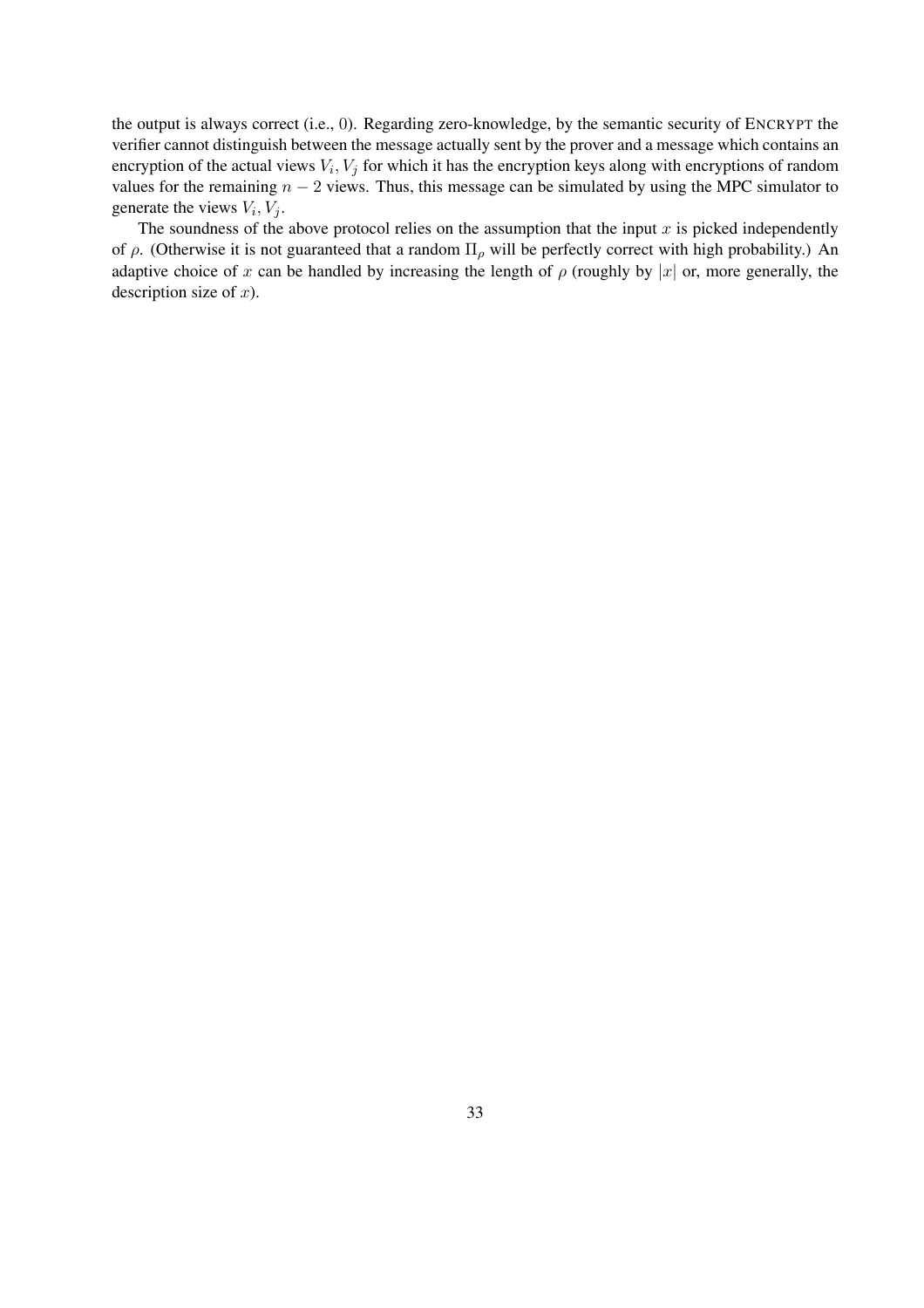the output is always correct (i.e., 0). Regarding zero-knowledge, by the semantic security of ENCRYPT the verifier cannot distinguish between the message actually sent by the prover and a message which contains an encryption of the actual views $V_i, V_j$ for which it has the encryption keys along with encryptions of random values for the remaining $n-2$ views. Thus, this message can be simulated by using the MPC simulator to generate the views $V_i, V_j$.

The soundness of the above protocol relies on the assumption that the input $x$ is picked independently of $\rho$. (Otherwise it is not guaranteed that a random $\Pi_\rho$ will be perfectly correct with high probability.) An adaptive choice of $x$ can be handled by increasing the length of $\rho$ (roughly by $|x|$ or, more generally, the description size of $x$).